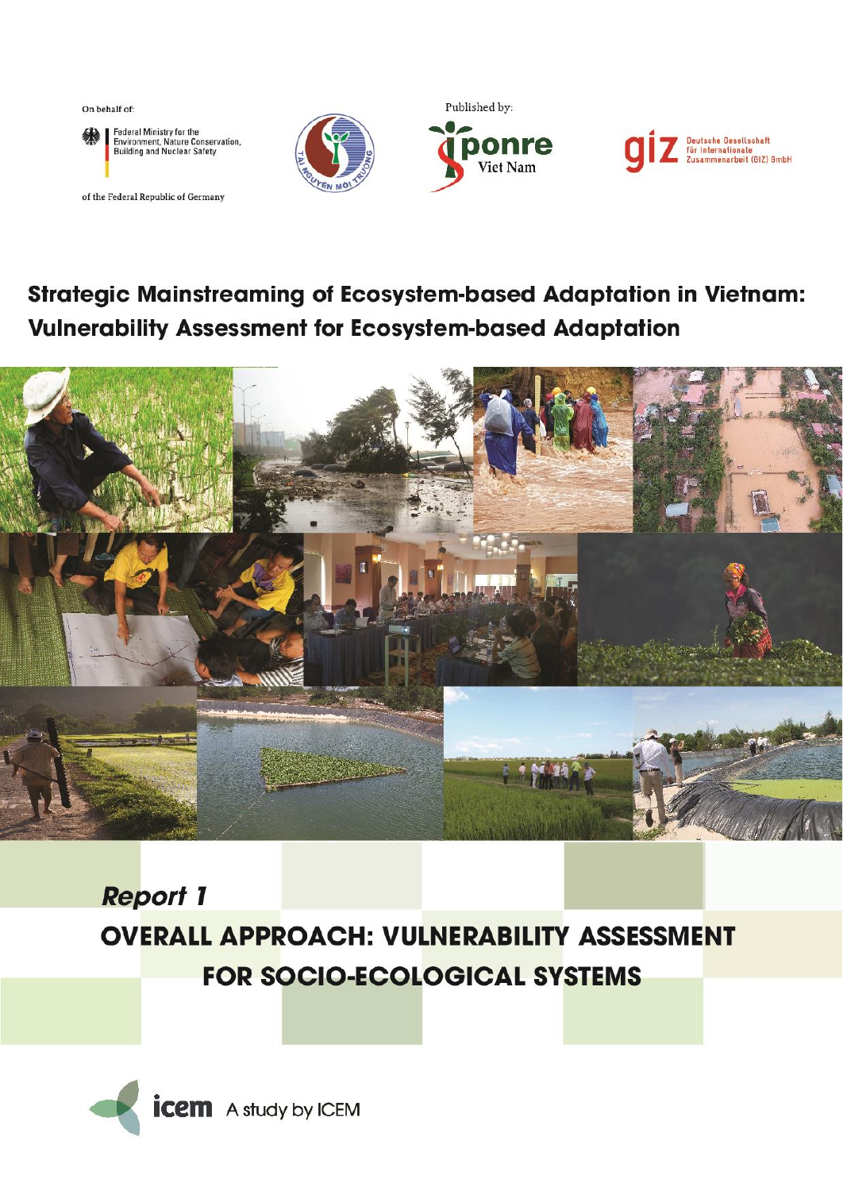On behalf of:

Federal Ministry for the Environment, Nature Conservation, Building and Nuclear Safety

of the Federal Republic of Germany

Published by:

ponre Viet Nam

Deutsche Gesellschaft für Internationale Zusammenarbeit (GIZ) GmbH

# Strategic Mainstreaming of Ecosystem-based Adaptation in Vietnam: Vulnerability Assessment for Ecosystem-based Adaptation

## *Report 1*

## OVERALL APPROACH: VULNERABILITY ASSESSMENT FOR SOCIO-ECOLOGICAL SYSTEMS

icem A study by ICEM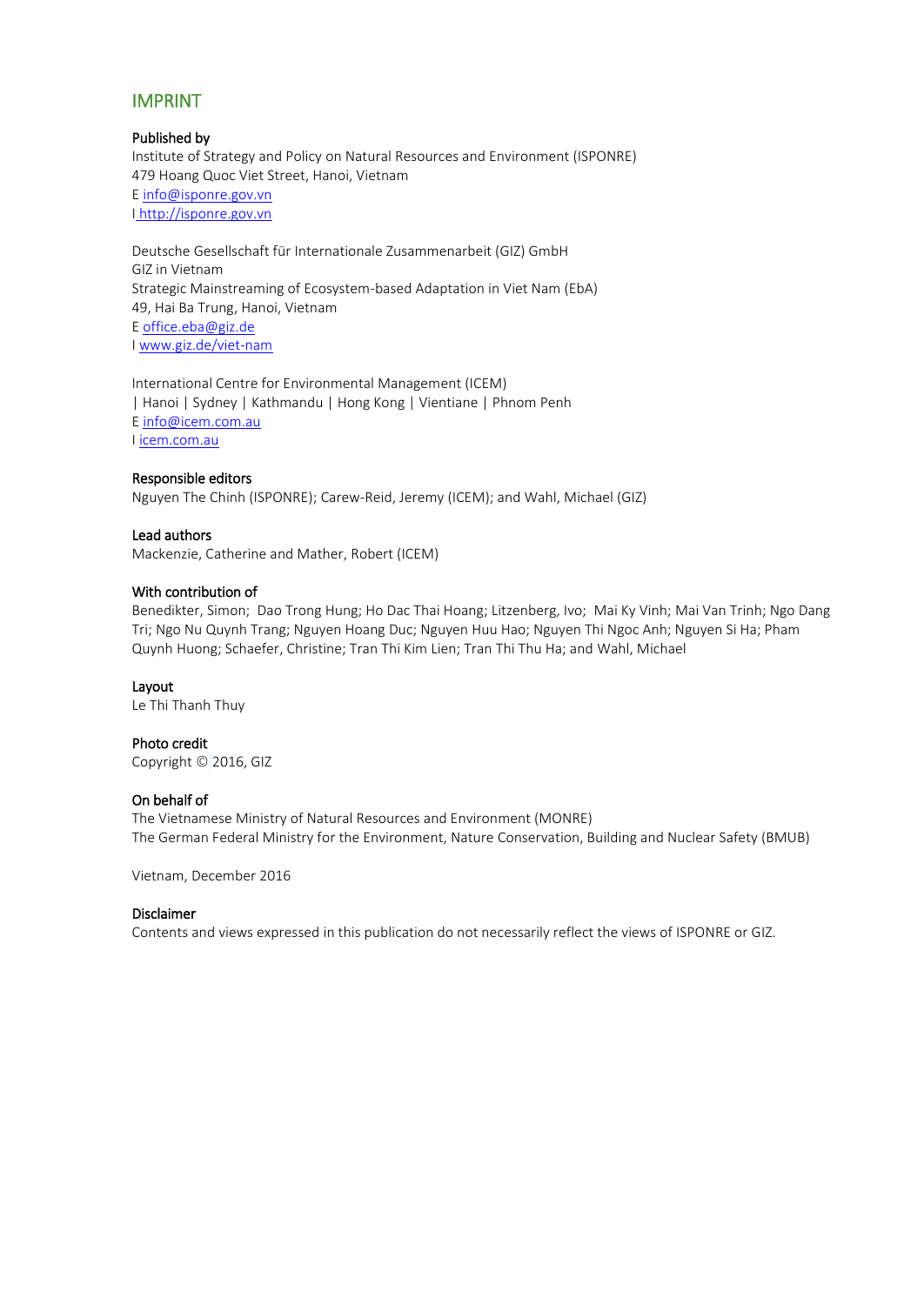# IMPRINT

**Published by**
Institute of Strategy and Policy on Natural Resources and Environment (ISPONRE)
479 Hoang Quoc Viet Street, Hanoi, Vietnam
E info@isponre.gov.vn
I http://isponre.gov.vn

Deutsche Gesellschaft für Internationale Zusammenarbeit (GIZ) GmbH
GIZ in Vietnam
Strategic Mainstreaming of Ecosystem-based Adaptation in Viet Nam (EbA)
49, Hai Ba Trung, Hanoi, Vietnam
E office.eba@giz.de
I www.giz.de/viet-nam

International Centre for Environmental Management (ICEM)
| Hanoi | Sydney | Kathmandu | Hong Kong | Vientiane | Phnom Penh
E info@icem.com.au
I icem.com.au

**Responsible editors**
Nguyen The Chinh (ISPONRE); Carew-Reid, Jeremy (ICEM); and Wahl, Michael (GIZ)

**Lead authors**
Mackenzie, Catherine and Mather, Robert (ICEM)

**With contribution of**
Benedikter, Simon; Dao Trong Hung; Ho Dac Thai Hoang; Litzenberg, Ivo; Mai Ky Vinh; Mai Van Trinh; Ngo Dang Tri; Ngo Nu Quynh Trang; Nguyen Hoang Duc; Nguyen Huu Hao; Nguyen Thi Ngoc Anh; Nguyen Si Ha; Pham Quynh Huong; Schaefer, Christine; Tran Thi Kim Lien; Tran Thi Thu Ha; and Wahl, Michael

**Layout**
Le Thi Thanh Thuy

**Photo credit**
Copyright © 2016, GIZ

**On behalf of**
The Vietnamese Ministry of Natural Resources and Environment (MONRE)
The German Federal Ministry for the Environment, Nature Conservation, Building and Nuclear Safety (BMUB)

Vietnam, December 2016

**Disclaimer**
Contents and views expressed in this publication do not necessarily reflect the views of ISPONRE or GIZ.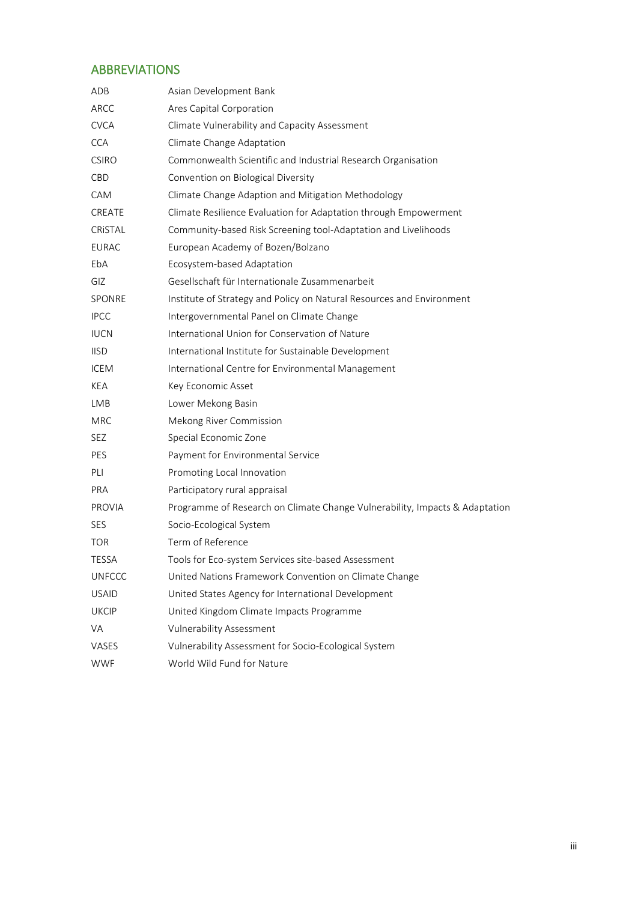## ABBREVIATIONS

| | |
|---|---|
| ADB | Asian Development Bank |
| ARCC | Ares Capital Corporation |
| CVCA | Climate Vulnerability and Capacity Assessment |
| CCA | Climate Change Adaptation |
| CSIRO | Commonwealth Scientific and Industrial Research Organisation |
| CBD | Convention on Biological Diversity |
| CAM | Climate Change Adaption and Mitigation Methodology |
| CREATE | Climate Resilience Evaluation for Adaptation through Empowerment |
| CRiSTAL | Community-based Risk Screening tool-Adaptation and Livelihoods |
| EURAC | European Academy of Bozen/Bolzano |
| EbA | Ecosystem-based Adaptation |
| GIZ | Gesellschaft für Internationale Zusammenarbeit |
| SPONRE | Institute of Strategy and Policy on Natural Resources and Environment |
| IPCC | Intergovernmental Panel on Climate Change |
| IUCN | International Union for Conservation of Nature |
| IISD | International Institute for Sustainable Development |
| ICEM | International Centre for Environmental Management |
| KEA | Key Economic Asset |
| LMB | Lower Mekong Basin |
| MRC | Mekong River Commission |
| SEZ | Special Economic Zone |
| PES | Payment for Environmental Service |
| PLI | Promoting Local Innovation |
| PRA | Participatory rural appraisal |
| PROVIA | Programme of Research on Climate Change Vulnerability, Impacts & Adaptation |
| SES | Socio-Ecological System |
| TOR | Term of Reference |
| TESSA | Tools for Eco-system Services site-based Assessment |
| UNFCCC | United Nations Framework Convention on Climate Change |
| USAID | United States Agency for International Development |
| UKCIP | United Kingdom Climate Impacts Programme |
| VA | Vulnerability Assessment |
| VASES | Vulnerability Assessment for Socio-Ecological System |
| WWF | World Wild Fund for Nature |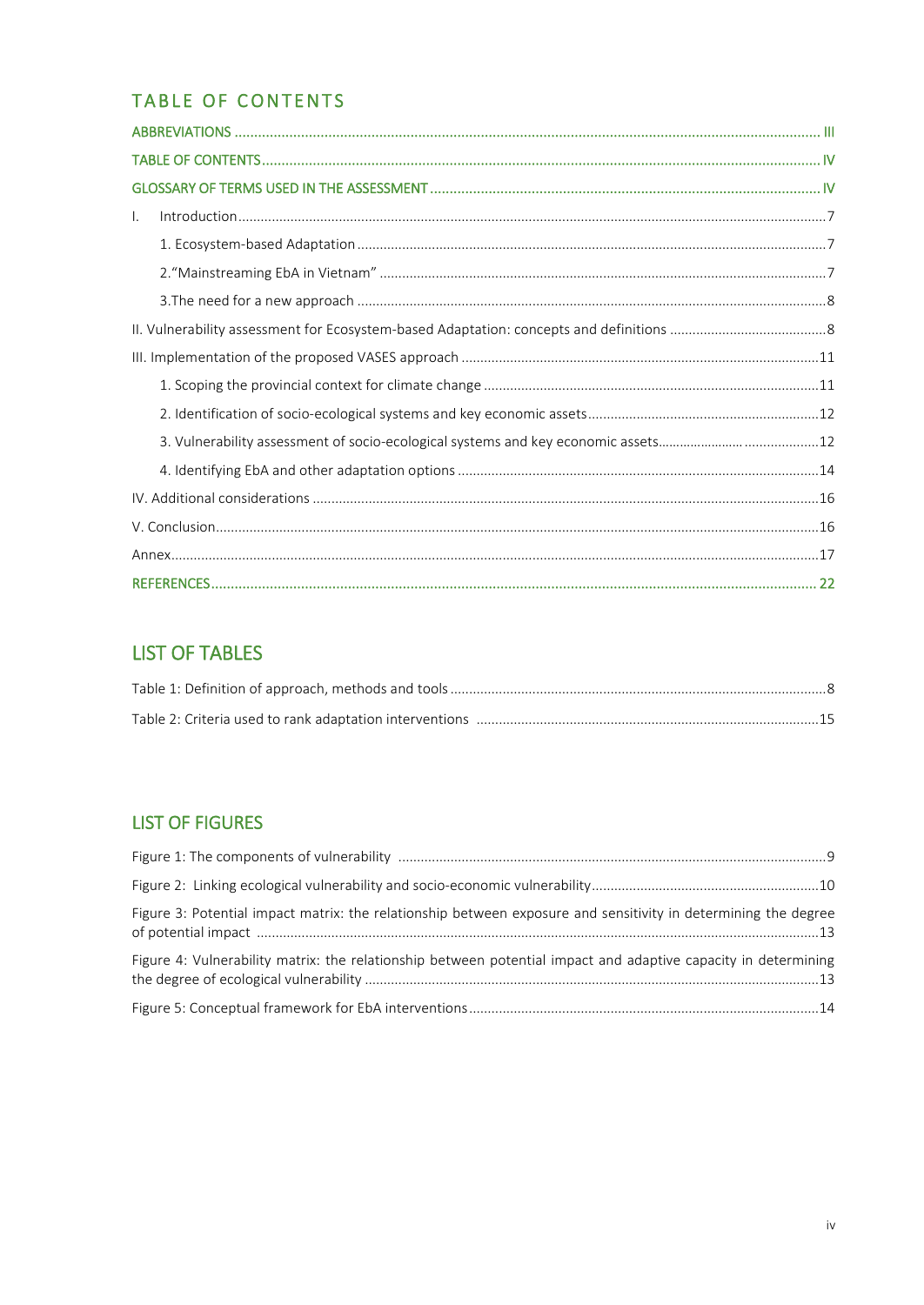## TABLE OF CONTENTS

ABBREVIATIONS ..................................................... III

TABLE OF CONTENTS ..................................................... IV

GLOSSARY OF TERMS USED IN THE ASSESSMENT ..................................................... IV

I. Introduction ..................................................... 7

  1. Ecosystem-based Adaptation ..................................................... 7

  2."Mainstreaming EbA in Vietnam" ..................................................... 7

  3.The need for a new approach ..................................................... 8

II. Vulnerability assessment for Ecosystem-based Adaptation: concepts and definitions ..................................................... 8

III. Implementation of the proposed VASES approach ..................................................... 11

  1. Scoping the provincial context for climate change ..................................................... 11

  2. Identification of socio-ecological systems and key economic assets ..................................................... 12

  3. Vulnerability assessment of socio-ecological systems and key economic assets ..................................................... 12

  4. Identifying EbA and other adaptation options ..................................................... 14

IV. Additional considerations ..................................................... 16

V. Conclusion ..................................................... 16

Annex ..................................................... 17

REFERENCES ..................................................... 22

## LIST OF TABLES

Table 1: Definition of approach, methods and tools ..................................................... 8

Table 2: Criteria used to rank adaptation interventions ..................................................... 15

## LIST OF FIGURES

Figure 1: The components of vulnerability ..................................................... 9

Figure 2: Linking ecological vulnerability and socio-economic vulnerability ..................................................... 10

Figure 3: Potential impact matrix: the relationship between exposure and sensitivity in determining the degree of potential impact ..................................................... 13

Figure 4: Vulnerability matrix: the relationship between potential impact and adaptive capacity in determining the degree of ecological vulnerability ..................................................... 13

Figure 5: Conceptual framework for EbA interventions ..................................................... 14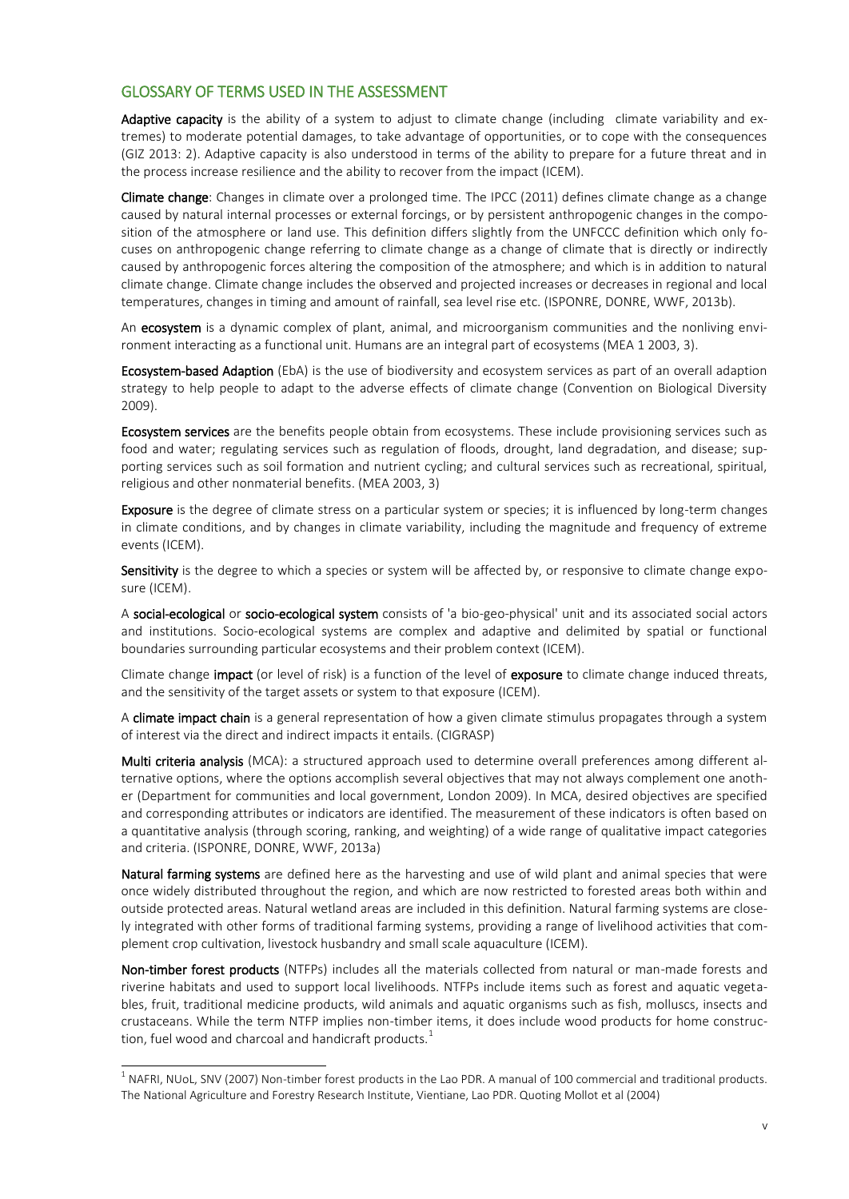## GLOSSARY OF TERMS USED IN THE ASSESSMENT

**Adaptive capacity** is the ability of a system to adjust to climate change (including climate variability and extremes) to moderate potential damages, to take advantage of opportunities, or to cope with the consequences (GIZ 2013: 2). Adaptive capacity is also understood in terms of the ability to prepare for a future threat and in the process increase resilience and the ability to recover from the impact (ICEM).

**Climate change**: Changes in climate over a prolonged time. The IPCC (2011) defines climate change as a change caused by natural internal processes or external forcings, or by persistent anthropogenic changes in the composition of the atmosphere or land use. This definition differs slightly from the UNFCCC definition which only focuses on anthropogenic change referring to climate change as a change of climate that is directly or indirectly caused by anthropogenic forces altering the composition of the atmosphere; and which is in addition to natural climate change. Climate change includes the observed and projected increases or decreases in regional and local temperatures, changes in timing and amount of rainfall, sea level rise etc. (ISPONRE, DONRE, WWF, 2013b).

An **ecosystem** is a dynamic complex of plant, animal, and microorganism communities and the nonliving environment interacting as a functional unit. Humans are an integral part of ecosystems (MEA 1 2003, 3).

**Ecosystem-based Adaption** (EbA) is the use of biodiversity and ecosystem services as part of an overall adaption strategy to help people to adapt to the adverse effects of climate change (Convention on Biological Diversity 2009).

**Ecosystem services** are the benefits people obtain from ecosystems. These include provisioning services such as food and water; regulating services such as regulation of floods, drought, land degradation, and disease; supporting services such as soil formation and nutrient cycling; and cultural services such as recreational, spiritual, religious and other nonmaterial benefits. (MEA 2003, 3)

**Exposure** is the degree of climate stress on a particular system or species; it is influenced by long-term changes in climate conditions, and by changes in climate variability, including the magnitude and frequency of extreme events (ICEM).

**Sensitivity** is the degree to which a species or system will be affected by, or responsive to climate change exposure (ICEM).

A **social-ecological** or **socio-ecological system** consists of 'a bio-geo-physical' unit and its associated social actors and institutions. Socio-ecological systems are complex and adaptive and delimited by spatial or functional boundaries surrounding particular ecosystems and their problem context (ICEM).

Climate change **impact** (or level of risk) is a function of the level of **exposure** to climate change induced threats, and the sensitivity of the target assets or system to that exposure (ICEM).

A **climate impact chain** is a general representation of how a given climate stimulus propagates through a system of interest via the direct and indirect impacts it entails. (CIGRASP)

**Multi criteria analysis** (MCA): a structured approach used to determine overall preferences among different alternative options, where the options accomplish several objectives that may not always complement one another (Department for communities and local government, London 2009). In MCA, desired objectives are specified and corresponding attributes or indicators are identified. The measurement of these indicators is often based on a quantitative analysis (through scoring, ranking, and weighting) of a wide range of qualitative impact categories and criteria. (ISPONRE, DONRE, WWF, 2013a)

**Natural farming systems** are defined here as the harvesting and use of wild plant and animal species that were once widely distributed throughout the region, and which are now restricted to forested areas both within and outside protected areas. Natural wetland areas are included in this definition. Natural farming systems are closely integrated with other forms of traditional farming systems, providing a range of livelihood activities that complement crop cultivation, livestock husbandry and small scale aquaculture (ICEM).

**Non-timber forest products** (NTFPs) includes all the materials collected from natural or man-made forests and riverine habitats and used to support local livelihoods. NTFPs include items such as forest and aquatic vegetables, fruit, traditional medicine products, wild animals and aquatic organisms such as fish, molluscs, insects and crustaceans. While the term NTFP implies non-timber items, it does include wood products for home construction, fuel wood and charcoal and handicraft products.[1]

---

[1] NAFRI, NUoL, SNV (2007) Non-timber forest products in the Lao PDR. A manual of 100 commercial and traditional products. The National Agriculture and Forestry Research Institute, Vientiane, Lao PDR. Quoting Mollot et al (2004)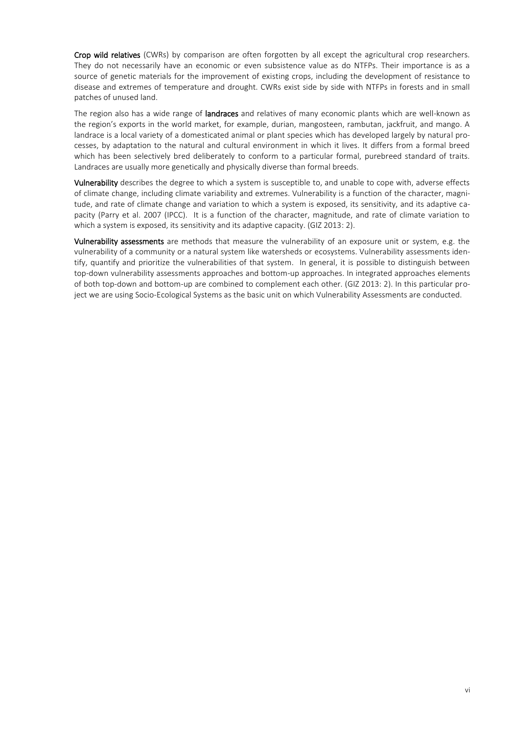**Crop wild relatives** (CWRs) by comparison are often forgotten by all except the agricultural crop researchers. They do not necessarily have an economic or even subsistence value as do NTFPs. Their importance is as a source of genetic materials for the improvement of existing crops, including the development of resistance to disease and extremes of temperature and drought. CWRs exist side by side with NTFPs in forests and in small patches of unused land.

The region also has a wide range of **landraces** and relatives of many economic plants which are well-known as the region's exports in the world market, for example, durian, mangosteen, rambutan, jackfruit, and mango. A landrace is a local variety of a domesticated animal or plant species which has developed largely by natural processes, by adaptation to the natural and cultural environment in which it lives. It differs from a formal breed which has been selectively bred deliberately to conform to a particular formal, purebreed standard of traits. Landraces are usually more genetically and physically diverse than formal breeds.

**Vulnerability** describes the degree to which a system is susceptible to, and unable to cope with, adverse effects of climate change, including climate variability and extremes. Vulnerability is a function of the character, magnitude, and rate of climate change and variation to which a system is exposed, its sensitivity, and its adaptive capacity (Parry et al. 2007 (IPCC). It is a function of the character, magnitude, and rate of climate variation to which a system is exposed, its sensitivity and its adaptive capacity. (GIZ 2013: 2).

**Vulnerability assessments** are methods that measure the vulnerability of an exposure unit or system, e.g. the vulnerability of a community or a natural system like watersheds or ecosystems. Vulnerability assessments identify, quantify and prioritize the vulnerabilities of that system. In general, it is possible to distinguish between top-down vulnerability assessments approaches and bottom-up approaches. In integrated approaches elements of both top-down and bottom-up are combined to complement each other. (GIZ 2013: 2). In this particular project we are using Socio-Ecological Systems as the basic unit on which Vulnerability Assessments are conducted.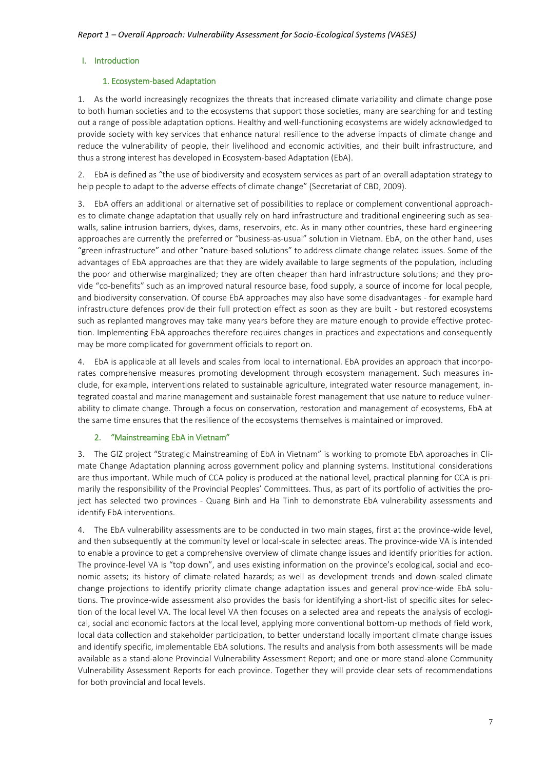## I. Introduction

### 1. Ecosystem-based Adaptation

1. As the world increasingly recognizes the threats that increased climate variability and climate change pose to both human societies and to the ecosystems that support those societies, many are searching for and testing out a range of possible adaptation options. Healthy and well-functioning ecosystems are widely acknowledged to provide society with key services that enhance natural resilience to the adverse impacts of climate change and reduce the vulnerability of people, their livelihood and economic activities, and their built infrastructure, and thus a strong interest has developed in Ecosystem-based Adaptation (EbA).

2. EbA is defined as "the use of biodiversity and ecosystem services as part of an overall adaptation strategy to help people to adapt to the adverse effects of climate change" (Secretariat of CBD, 2009).

3. EbA offers an additional or alternative set of possibilities to replace or complement conventional approaches to climate change adaptation that usually rely on hard infrastructure and traditional engineering such as seawalls, saline intrusion barriers, dykes, dams, reservoirs, etc. As in many other countries, these hard engineering approaches are currently the preferred or "business-as-usual" solution in Vietnam. EbA, on the other hand, uses "green infrastructure" and other "nature-based solutions" to address climate change related issues. Some of the advantages of EbA approaches are that they are widely available to large segments of the population, including the poor and otherwise marginalized; they are often cheaper than hard infrastructure solutions; and they provide "co-benefits" such as an improved natural resource base, food supply, a source of income for local people, and biodiversity conservation. Of course EbA approaches may also have some disadvantages - for example hard infrastructure defences provide their full protection effect as soon as they are built - but restored ecosystems such as replanted mangroves may take many years before they are mature enough to provide effective protection. Implementing EbA approaches therefore requires changes in practices and expectations and consequently may be more complicated for government officials to report on.

4. EbA is applicable at all levels and scales from local to international. EbA provides an approach that incorporates comprehensive measures promoting development through ecosystem management. Such measures include, for example, interventions related to sustainable agriculture, integrated water resource management, integrated coastal and marine management and sustainable forest management that use nature to reduce vulnerability to climate change. Through a focus on conservation, restoration and management of ecosystems, EbA at the same time ensures that the resilience of the ecosystems themselves is maintained or improved.

### 2. "Mainstreaming EbA in Vietnam"

3. The GIZ project "Strategic Mainstreaming of EbA in Vietnam" is working to promote EbA approaches in Climate Change Adaptation planning across government policy and planning systems. Institutional considerations are thus important. While much of CCA policy is produced at the national level, practical planning for CCA is primarily the responsibility of the Provincial Peoples' Committees. Thus, as part of its portfolio of activities the project has selected two provinces - Quang Binh and Ha Tinh to demonstrate EbA vulnerability assessments and identify EbA interventions.

4. The EbA vulnerability assessments are to be conducted in two main stages, first at the province-wide level, and then subsequently at the community level or local-scale in selected areas. The province-wide VA is intended to enable a province to get a comprehensive overview of climate change issues and identify priorities for action. The province-level VA is "top down", and uses existing information on the province's ecological, social and economic assets; its history of climate-related hazards; as well as development trends and down-scaled climate change projections to identify priority climate change adaptation issues and general province-wide EbA solutions. The province-wide assessment also provides the basis for identifying a short-list of specific sites for selection of the local level VA. The local level VA then focuses on a selected area and repeats the analysis of ecological, social and economic factors at the local level, applying more conventional bottom-up methods of field work, local data collection and stakeholder participation, to better understand locally important climate change issues and identify specific, implementable EbA solutions. The results and analysis from both assessments will be made available as a stand-alone Provincial Vulnerability Assessment Report; and one or more stand-alone Community Vulnerability Assessment Reports for each province. Together they will provide clear sets of recommendations for both provincial and local levels.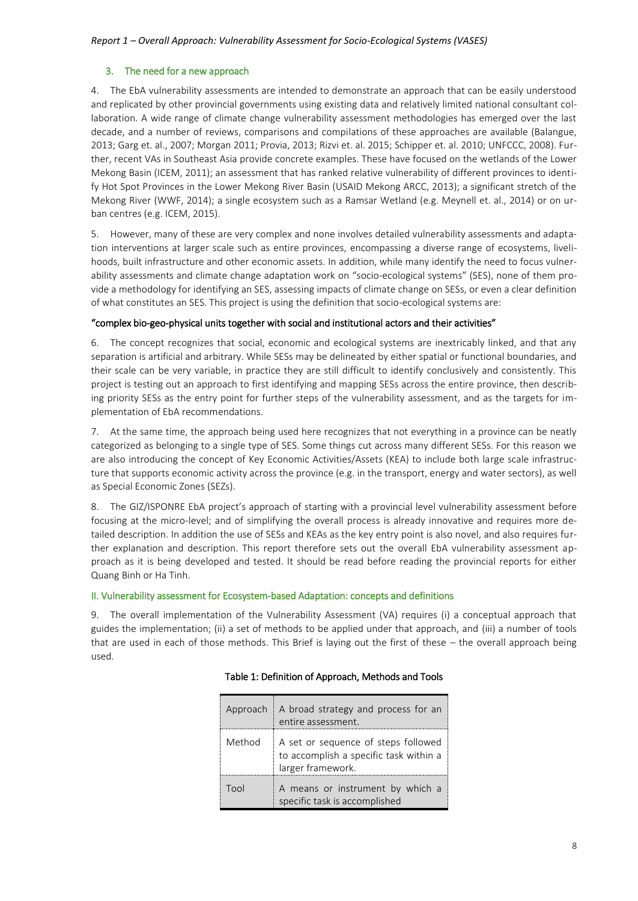## 3. The need for a new approach

4. The EbA vulnerability assessments are intended to demonstrate an approach that can be easily understood and replicated by other provincial governments using existing data and relatively limited national consultant collaboration. A wide range of climate change vulnerability assessment methodologies has emerged over the last decade, and a number of reviews, comparisons and compilations of these approaches are available (Balangue, 2013; Garg et. al., 2007; Morgan 2011; Provia, 2013; Rizvi et. al. 2015; Schipper et. al. 2010; UNFCCC, 2008). Further, recent VAs in Southeast Asia provide concrete examples. These have focused on the wetlands of the Lower Mekong Basin (ICEM, 2011); an assessment that has ranked relative vulnerability of different provinces to identify Hot Spot Provinces in the Lower Mekong River Basin (USAID Mekong ARCC, 2013); a significant stretch of the Mekong River (WWF, 2014); a single ecosystem such as a Ramsar Wetland (e.g. Meynell et. al., 2014) or on urban centres (e.g. ICEM, 2015).

5. However, many of these are very complex and none involves detailed vulnerability assessments and adaptation interventions at larger scale such as entire provinces, encompassing a diverse range of ecosystems, livelihoods, built infrastructure and other economic assets. In addition, while many identify the need to focus vulnerability assessments and climate change adaptation work on "socio-ecological systems" (SES), none of them provide a methodology for identifying an SES, assessing impacts of climate change on SESs, or even a clear definition of what constitutes an SES. This project is using the definition that socio-ecological systems are:

**"complex bio-geo-physical units together with social and institutional actors and their activities"**

6. The concept recognizes that social, economic and ecological systems are inextricably linked, and that any separation is artificial and arbitrary. While SESs may be delineated by either spatial or functional boundaries, and their scale can be very variable, in practice they are still difficult to identify conclusively and consistently. This project is testing out an approach to first identifying and mapping SESs across the entire province, then describing priority SESs as the entry point for further steps of the vulnerability assessment, and as the targets for implementation of EbA recommendations.

7. At the same time, the approach being used here recognizes that not everything in a province can be neatly categorized as belonging to a single type of SES. Some things cut across many different SESs. For this reason we are also introducing the concept of Key Economic Activities/Assets (KEA) to include both large scale infrastructure that supports economic activity across the province (e.g. in the transport, energy and water sectors), as well as Special Economic Zones (SEZs).

8. The GIZ/ISPONRE EbA project's approach of starting with a provincial level vulnerability assessment before focusing at the micro-level; and of simplifying the overall process is already innovative and requires more detailed description. In addition the use of SESs and KEAs as the key entry point is also novel, and also requires further explanation and description. This report therefore sets out the overall EbA vulnerability assessment approach as it is being developed and tested. It should be read before reading the provincial reports for either Quang Binh or Ha Tinh.

# II. Vulnerability assessment for Ecosystem-based Adaptation: concepts and definitions

9. The overall implementation of the Vulnerability Assessment (VA) requires (i) a conceptual approach that guides the implementation; (ii) a set of methods to be applied under that approach, and (iii) a number of tools that are used in each of those methods. This Brief is laying out the first of these – the overall approach being used.

**Table 1: Definition of Approach, Methods and Tools**

| | |
|---|---|
| Approach | A broad strategy and process for an entire assessment. |
| Method | A set or sequence of steps followed to accomplish a specific task within a larger framework. |
| Tool | A means or instrument by which a specific task is accomplished |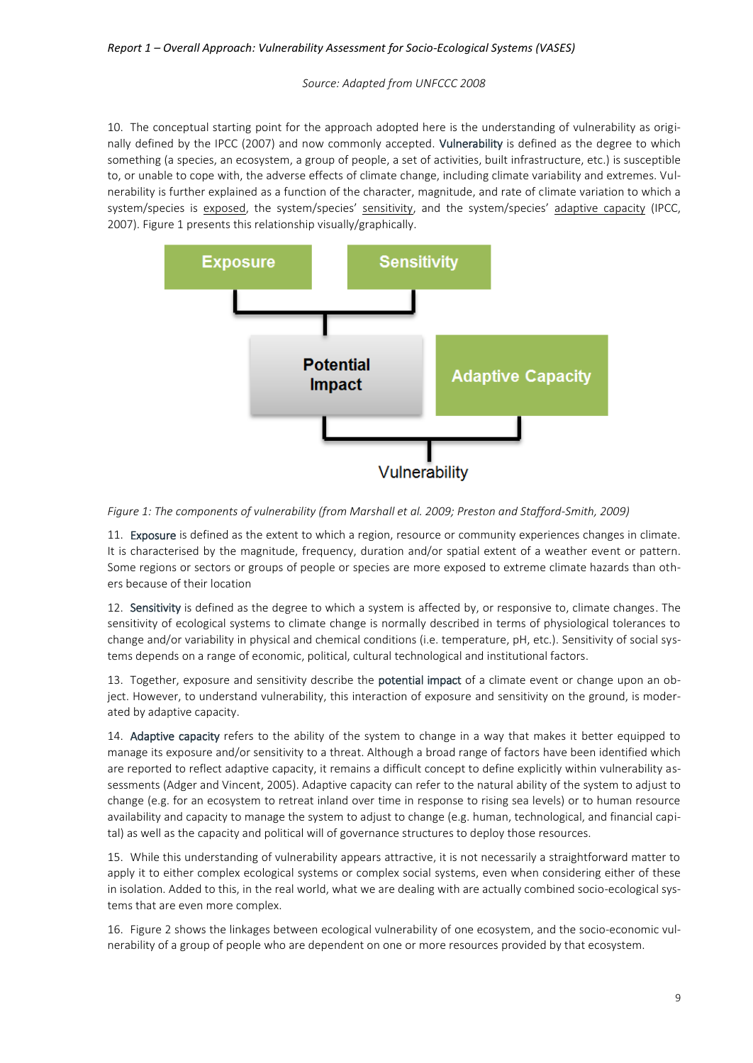*Source: Adapted from UNFCCC 2008*

10. The conceptual starting point for the approach adopted here is the understanding of vulnerability as originally defined by the IPCC (2007) and now commonly accepted. Vulnerability is defined as the degree to which something (a species, an ecosystem, a group of people, a set of activities, built infrastructure, etc.) is susceptible to, or unable to cope with, the adverse effects of climate change, including climate variability and extremes. Vulnerability is further explained as a function of the character, magnitude, and rate of climate variation to which a system/species is exposed, the system/species' sensitivity, and the system/species' adaptive capacity (IPCC, 2007). Figure 1 presents this relationship visually/graphically.

*Figure 1: The components of vulnerability (from Marshall et al. 2009; Preston and Stafford-Smith, 2009)*

11. Exposure is defined as the extent to which a region, resource or community experiences changes in climate. It is characterised by the magnitude, frequency, duration and/or spatial extent of a weather event or pattern. Some regions or sectors or groups of people or species are more exposed to extreme climate hazards than others because of their location

12. Sensitivity is defined as the degree to which a system is affected by, or responsive to, climate changes. The sensitivity of ecological systems to climate change is normally described in terms of physiological tolerances to change and/or variability in physical and chemical conditions (i.e. temperature, pH, etc.). Sensitivity of social systems depends on a range of economic, political, cultural technological and institutional factors.

13. Together, exposure and sensitivity describe the potential impact of a climate event or change upon an object. However, to understand vulnerability, this interaction of exposure and sensitivity on the ground, is moderated by adaptive capacity.

14. Adaptive capacity refers to the ability of the system to change in a way that makes it better equipped to manage its exposure and/or sensitivity to a threat. Although a broad range of factors have been identified which are reported to reflect adaptive capacity, it remains a difficult concept to define explicitly within vulnerability assessments (Adger and Vincent, 2005). Adaptive capacity can refer to the natural ability of the system to adjust to change (e.g. for an ecosystem to retreat inland over time in response to rising sea levels) or to human resource availability and capacity to manage the system to adjust to change (e.g. human, technological, and financial capital) as well as the capacity and political will of governance structures to deploy those resources.

15. While this understanding of vulnerability appears attractive, it is not necessarily a straightforward matter to apply it to either complex ecological systems or complex social systems, even when considering either of these in isolation. Added to this, in the real world, what we are dealing with are actually combined socio-ecological systems that are even more complex.

16. Figure 2 shows the linkages between ecological vulnerability of one ecosystem, and the socio-economic vulnerability of a group of people who are dependent on one or more resources provided by that ecosystem.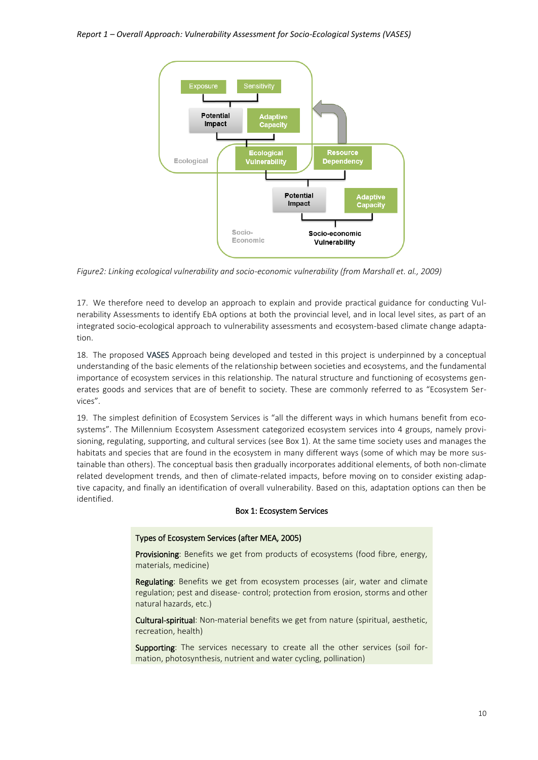Figure2: Linking ecological vulnerability and socio-economic vulnerability (from Marshall et. al., 2009)

17. We therefore need to develop an approach to explain and provide practical guidance for conducting Vulnerability Assessments to identify EbA options at both the provincial level, and in local level sites, as part of an integrated socio-ecological approach to vulnerability assessments and ecosystem-based climate change adaptation.

18. The proposed VASES Approach being developed and tested in this project is underpinned by a conceptual understanding of the basic elements of the relationship between societies and ecosystems, and the fundamental importance of ecosystem services in this relationship. The natural structure and functioning of ecosystems generates goods and services that are of benefit to society. These are commonly referred to as "Ecosystem Services".

19. The simplest definition of Ecosystem Services is "all the different ways in which humans benefit from ecosystems". The Millennium Ecosystem Assessment categorized ecosystem services into 4 groups, namely provisioning, regulating, supporting, and cultural services (see Box 1). At the same time society uses and manages the habitats and species that are found in the ecosystem in many different ways (some of which may be more sustainable than others). The conceptual basis then gradually incorporates additional elements, of both non-climate related development trends, and then of climate-related impacts, before moving on to consider existing adaptive capacity, and finally an identification of overall vulnerability. Based on this, adaptation options can then be identified.

**Box 1: Ecosystem Services**

**Types of Ecosystem Services (after MEA, 2005)**

**Provisioning**: Benefits we get from products of ecosystems (food fibre, energy, materials, medicine)

**Regulating**: Benefits we get from ecosystem processes (air, water and climate regulation; pest and disease- control; protection from erosion, storms and other natural hazards, etc.)

**Cultural-spiritual**: Non-material benefits we get from nature (spiritual, aesthetic, recreation, health)

**Supporting**: The services necessary to create all the other services (soil formation, photosynthesis, nutrient and water cycling, pollination)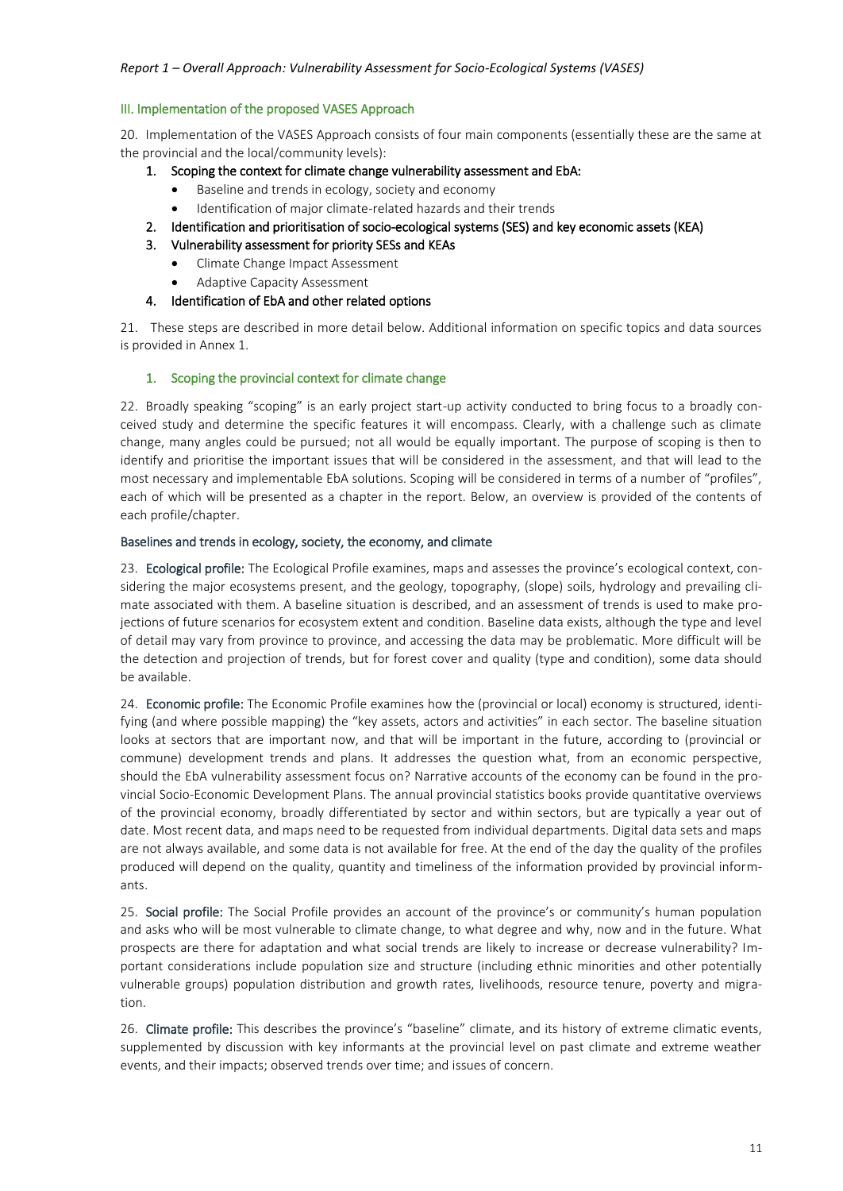## III. Implementation of the proposed VASES Approach

20. Implementation of the VASES Approach consists of four main components (essentially these are the same at the provincial and the local/community levels):

1. **Scoping the context for climate change vulnerability assessment and EbA:**
   - Baseline and trends in ecology, society and economy
   - Identification of major climate-related hazards and their trends
2. **Identification and prioritisation of socio-ecological systems (SES) and key economic assets (KEA)**
3. **Vulnerability assessment for priority SESs and KEAs**
   - Climate Change Impact Assessment
   - Adaptive Capacity Assessment
4. **Identification of EbA and other related options**

21. These steps are described in more detail below. Additional information on specific topics and data sources is provided in Annex 1.

### 1. Scoping the provincial context for climate change

22. Broadly speaking "scoping" is an early project start-up activity conducted to bring focus to a broadly conceived study and determine the specific features it will encompass. Clearly, with a challenge such as climate change, many angles could be pursued; not all would be equally important. The purpose of scoping is then to identify and prioritise the important issues that will be considered in the assessment, and that will lead to the most necessary and implementable EbA solutions. Scoping will be considered in terms of a number of "profiles", each of which will be presented as a chapter in the report. Below, an overview is provided of the contents of each profile/chapter.

#### Baselines and trends in ecology, society, the economy, and climate

23. **Ecological profile:** The Ecological Profile examines, maps and assesses the province's ecological context, considering the major ecosystems present, and the geology, topography, (slope) soils, hydrology and prevailing climate associated with them. A baseline situation is described, and an assessment of trends is used to make projections of future scenarios for ecosystem extent and condition. Baseline data exists, although the type and level of detail may vary from province to province, and accessing the data may be problematic. More difficult will be the detection and projection of trends, but for forest cover and quality (type and condition), some data should be available.

24. **Economic profile:** The Economic Profile examines how the (provincial or local) economy is structured, identifying (and where possible mapping) the "key assets, actors and activities" in each sector. The baseline situation looks at sectors that are important now, and that will be important in the future, according to (provincial or commune) development trends and plans. It addresses the question what, from an economic perspective, should the EbA vulnerability assessment focus on? Narrative accounts of the economy can be found in the provincial Socio-Economic Development Plans. The annual provincial statistics books provide quantitative overviews of the provincial economy, broadly differentiated by sector and within sectors, but are typically a year out of date. Most recent data, and maps need to be requested from individual departments. Digital data sets and maps are not always available, and some data is not available for free. At the end of the day the quality of the profiles produced will depend on the quality, quantity and timeliness of the information provided by provincial informants.

25. **Social profile:** The Social Profile provides an account of the province's or community's human population and asks who will be most vulnerable to climate change, to what degree and why, now and in the future. What prospects are there for adaptation and what social trends are likely to increase or decrease vulnerability? Important considerations include population size and structure (including ethnic minorities and other potentially vulnerable groups) population distribution and growth rates, livelihoods, resource tenure, poverty and migration.

26. **Climate profile:** This describes the province's "baseline" climate, and its history of extreme climatic events, supplemented by discussion with key informants at the provincial level on past climate and extreme weather events, and their impacts; observed trends over time; and issues of concern.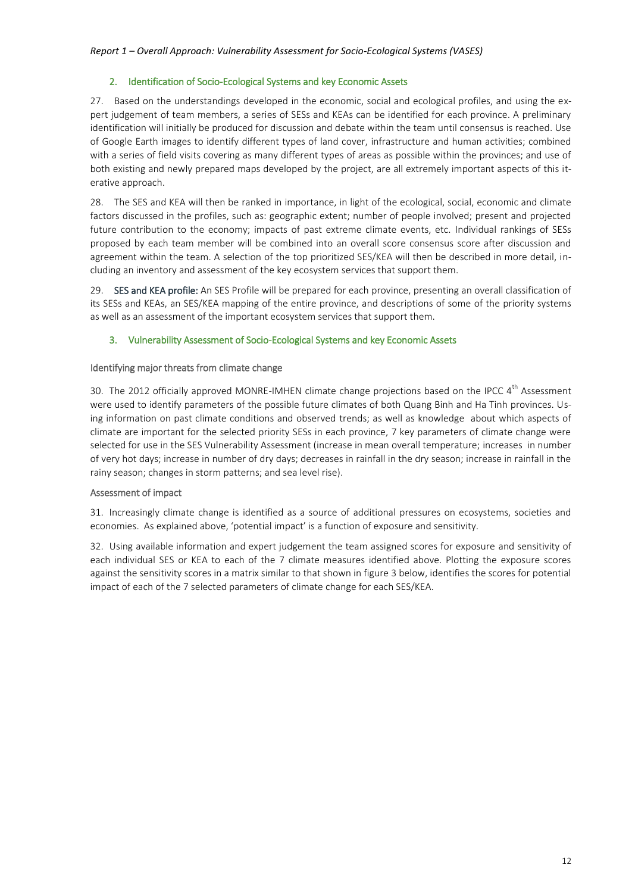## 2. Identification of Socio-Ecological Systems and key Economic Assets

27. Based on the understandings developed in the economic, social and ecological profiles, and using the expert judgement of team members, a series of SESs and KEAs can be identified for each province. A preliminary identification will initially be produced for discussion and debate within the team until consensus is reached. Use of Google Earth images to identify different types of land cover, infrastructure and human activities; combined with a series of field visits covering as many different types of areas as possible within the provinces; and use of both existing and newly prepared maps developed by the project, are all extremely important aspects of this iterative approach.

28. The SES and KEA will then be ranked in importance, in light of the ecological, social, economic and climate factors discussed in the profiles, such as: geographic extent; number of people involved; present and projected future contribution to the economy; impacts of past extreme climate events, etc. Individual rankings of SESs proposed by each team member will be combined into an overall score consensus score after discussion and agreement within the team. A selection of the top prioritized SES/KEA will then be described in more detail, including an inventory and assessment of the key ecosystem services that support them.

29. **SES and KEA profile:** An SES Profile will be prepared for each province, presenting an overall classification of its SESs and KEAs, an SES/KEA mapping of the entire province, and descriptions of some of the priority systems as well as an assessment of the important ecosystem services that support them.

## 3. Vulnerability Assessment of Socio-Ecological Systems and key Economic Assets

### Identifying major threats from climate change

30. The 2012 officially approved MONRE-IMHEN climate change projections based on the IPCC 4th Assessment were used to identify parameters of the possible future climates of both Quang Binh and Ha Tinh provinces. Using information on past climate conditions and observed trends; as well as knowledge about which aspects of climate are important for the selected priority SESs in each province, 7 key parameters of climate change were selected for use in the SES Vulnerability Assessment (increase in mean overall temperature; increases in number of very hot days; increase in number of dry days; decreases in rainfall in the dry season; increase in rainfall in the rainy season; changes in storm patterns; and sea level rise).

### Assessment of impact

31. Increasingly climate change is identified as a source of additional pressures on ecosystems, societies and economies. As explained above, 'potential impact' is a function of exposure and sensitivity.

32. Using available information and expert judgement the team assigned scores for exposure and sensitivity of each individual SES or KEA to each of the 7 climate measures identified above. Plotting the exposure scores against the sensitivity scores in a matrix similar to that shown in figure 3 below, identifies the scores for potential impact of each of the 7 selected parameters of climate change for each SES/KEA.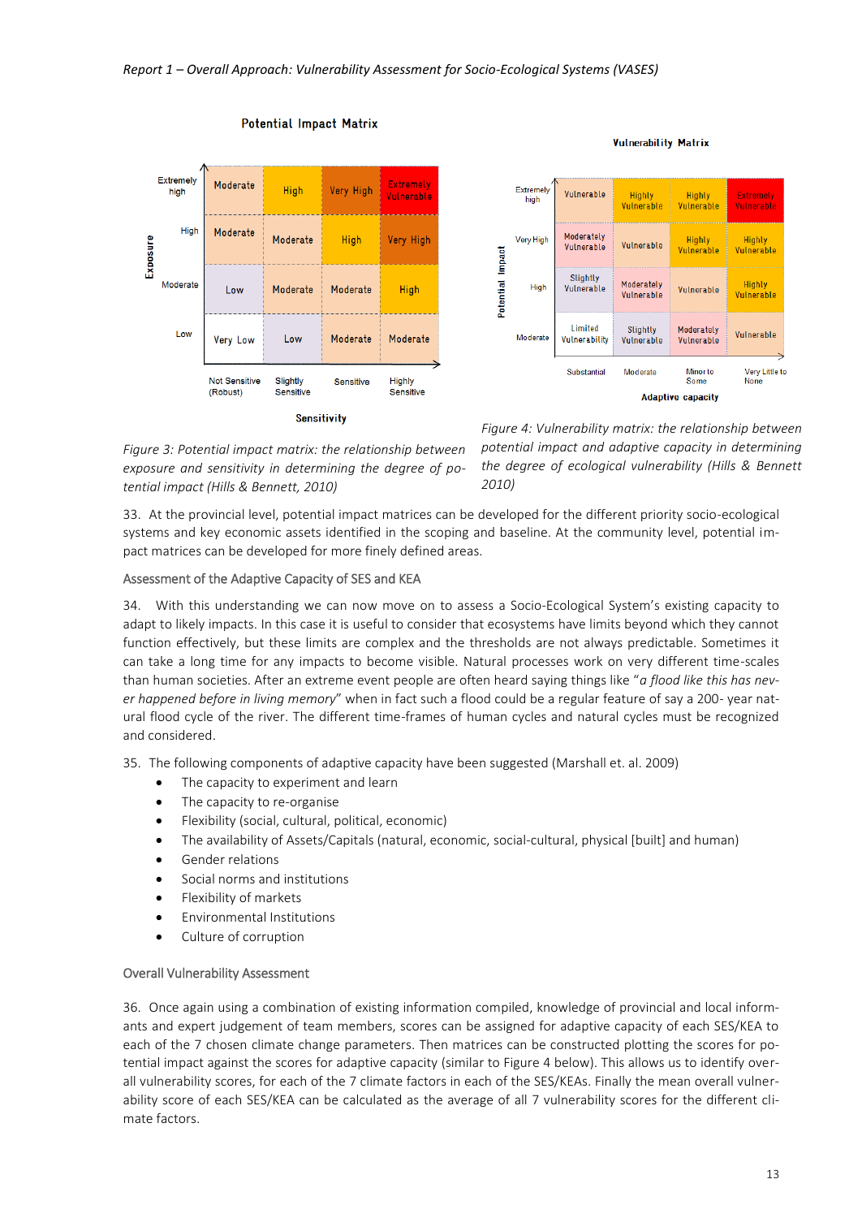**Potential Impact Matrix**

| Exposure \ Sensitivity | Not Sensitive (Robust) | Slightly Sensitive | Sensitive | Highly Sensitive |
|---|---|---|---|---|
| Extremely high | Moderate | High | Very High | Extremely Vulnerable |
| High | Moderate | Moderate | High | Very High |
| Moderate | Low | Moderate | Moderate | High |
| Low | Very Low | Low | Moderate | Moderate |

*Figure 3: Potential impact matrix: the relationship between exposure and sensitivity in determining the degree of potential impact (Hills & Bennett, 2010)*

**Vulnerability Matrix**

| Potential Impact \ Adaptive capacity | Substantial | Moderate | Minor to Some | Very Little to None |
|---|---|---|---|---|
| Extremely high | Vulnerable | Highly Vulnerable | Highly Vulnerable | Extremely Vulnerable |
| Very High | Moderately Vulnerable | Vulnerable | Highly Vulnerable | Highly Vulnerable |
| High | Slightly Vulnerable | Moderately Vulnerable | Vulnerable | Highly Vulnerable |
| Moderate | Limited Vulnerability | Slightly Vulnerable | Moderately Vulnerable | Vulnerable |

*Figure 4: Vulnerability matrix: the relationship between potential impact and adaptive capacity in determining the degree of ecological vulnerability (Hills & Bennett 2010)*

33. At the provincial level, potential impact matrices can be developed for the different priority socio-ecological systems and key economic assets identified in the scoping and baseline. At the community level, potential impact matrices can be developed for more finely defined areas.

### Assessment of the Adaptive Capacity of SES and KEA

34. With this understanding we can now move on to assess a Socio-Ecological System's existing capacity to adapt to likely impacts. In this case it is useful to consider that ecosystems have limits beyond which they cannot function effectively, but these limits are complex and the thresholds are not always predictable. Sometimes it can take a long time for any impacts to become visible. Natural processes work on very different time-scales than human societies. After an extreme event people are often heard saying things like "*a flood like this has never happened before in living memory*" when in fact such a flood could be a regular feature of say a 200- year natural flood cycle of the river. The different time-frames of human cycles and natural cycles must be recognized and considered.

35. The following components of adaptive capacity have been suggested (Marshall et. al. 2009)

- The capacity to experiment and learn
- The capacity to re-organise
- Flexibility (social, cultural, political, economic)
- The availability of Assets/Capitals (natural, economic, social-cultural, physical [built] and human)
- Gender relations
- Social norms and institutions
- Flexibility of markets
- Environmental Institutions
- Culture of corruption

### Overall Vulnerability Assessment

36. Once again using a combination of existing information compiled, knowledge of provincial and local informants and expert judgement of team members, scores can be assigned for adaptive capacity of each SES/KEA to each of the 7 chosen climate change parameters. Then matrices can be constructed plotting the scores for potential impact against the scores for adaptive capacity (similar to Figure 4 below). This allows us to identify overall vulnerability scores, for each of the 7 climate factors in each of the SES/KEAs. Finally the mean overall vulnerability score of each SES/KEA can be calculated as the average of all 7 vulnerability scores for the different climate factors.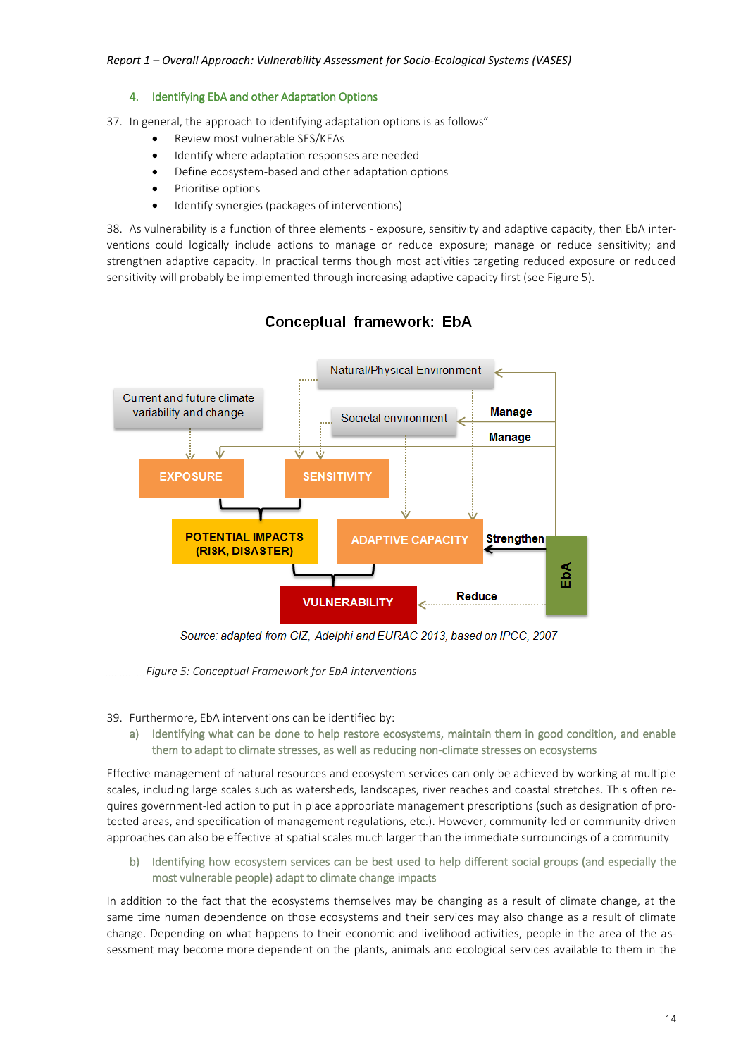## 4. Identifying EbA and other Adaptation Options

37. In general, the approach to identifying adaptation options is as follows"
    - Review most vulnerable SES/KEAs
    - Identify where adaptation responses are needed
    - Define ecosystem-based and other adaptation options
    - Prioritise options
    - Identify synergies (packages of interventions)

38. As vulnerability is a function of three elements - exposure, sensitivity and adaptive capacity, then EbA interventions could logically include actions to manage or reduce exposure; manage or reduce sensitivity; and strengthen adaptive capacity. In practical terms though most activities targeting reduced exposure or reduced sensitivity will probably be implemented through increasing adaptive capacity first (see Figure 5).

**Conceptual framework: EbA**

Natural/Physical Environment

Current and future climate variability and change

Societal environment

Manage

Manage

EXPOSURE

SENSITIVITY

POTENTIAL IMPACTS (RISK, DISASTER)

ADAPTIVE CAPACITY

Strengthen

EbA

VULNERABILITY

Reduce

*Source: adapted from GIZ, Adelphi and EURAC 2013, based on IPCC, 2007*

*Figure 5: Conceptual Framework for EbA interventions*

39. Furthermore, EbA interventions can be identified by:
    a) Identifying what can be done to help restore ecosystems, maintain them in good condition, and enable them to adapt to climate stresses, as well as reducing non-climate stresses on ecosystems

Effective management of natural resources and ecosystem services can only be achieved by working at multiple scales, including large scales such as watersheds, landscapes, river reaches and coastal stretches. This often requires government-led action to put in place appropriate management prescriptions (such as designation of protected areas, and specification of management regulations, etc.). However, community-led or community-driven approaches can also be effective at spatial scales much larger than the immediate surroundings of a community

b) Identifying how ecosystem services can be best used to help different social groups (and especially the most vulnerable people) adapt to climate change impacts

In addition to the fact that the ecosystems themselves may be changing as a result of climate change, at the same time human dependence on those ecosystems and their services may also change as a result of climate change. Depending on what happens to their economic and livelihood activities, people in the area of the assessment may become more dependent on the plants, animals and ecological services available to them in the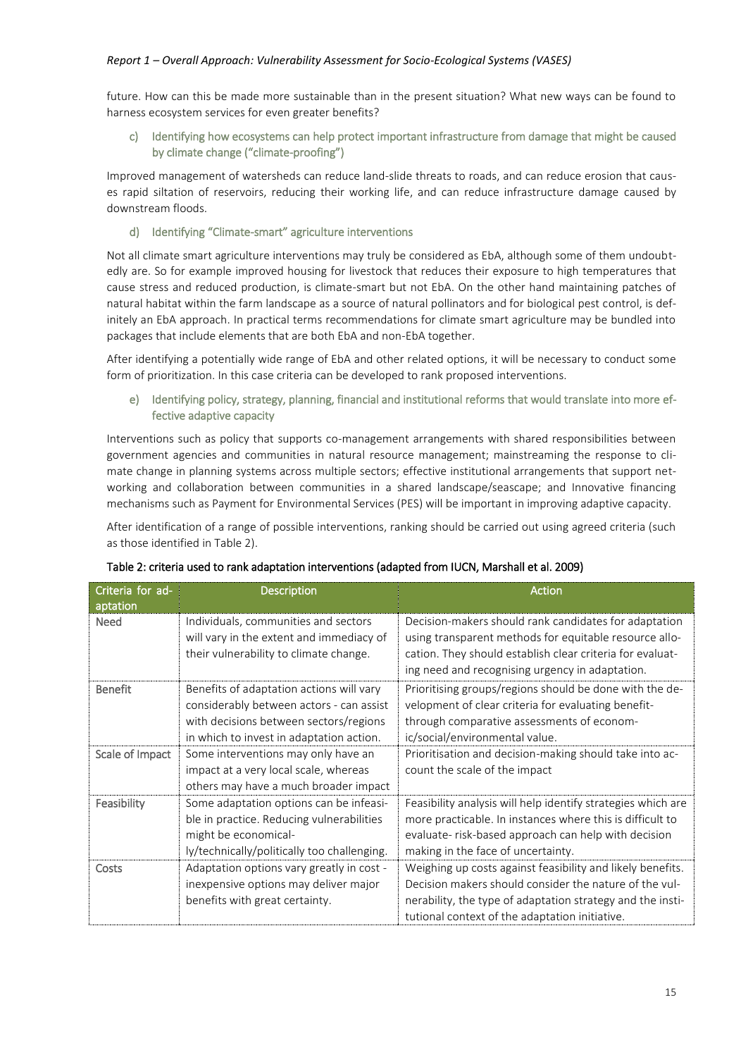future. How can this be made more sustainable than in the present situation? What new ways can be found to harness ecosystem services for even greater benefits?

c) Identifying how ecosystems can help protect important infrastructure from damage that might be caused by climate change ("climate-proofing")

Improved management of watersheds can reduce land-slide threats to roads, and can reduce erosion that causes rapid siltation of reservoirs, reducing their working life, and can reduce infrastructure damage caused by downstream floods.

d) Identifying "Climate-smart" agriculture interventions

Not all climate smart agriculture interventions may truly be considered as EbA, although some of them undoubtedly are. So for example improved housing for livestock that reduces their exposure to high temperatures that cause stress and reduced production, is climate-smart but not EbA. On the other hand maintaining patches of natural habitat within the farm landscape as a source of natural pollinators and for biological pest control, is definitely an EbA approach. In practical terms recommendations for climate smart agriculture may be bundled into packages that include elements that are both EbA and non-EbA together.

After identifying a potentially wide range of EbA and other related options, it will be necessary to conduct some form of prioritization. In this case criteria can be developed to rank proposed interventions.

e) Identifying policy, strategy, planning, financial and institutional reforms that would translate into more effective adaptive capacity

Interventions such as policy that supports co-management arrangements with shared responsibilities between government agencies and communities in natural resource management; mainstreaming the response to climate change in planning systems across multiple sectors; effective institutional arrangements that support networking and collaboration between communities in a shared landscape/seascape; and Innovative financing mechanisms such as Payment for Environmental Services (PES) will be important in improving adaptive capacity.

After identification of a range of possible interventions, ranking should be carried out using agreed criteria (such as those identified in Table 2).

Table 2: criteria used to rank adaptation interventions (adapted from IUCN, Marshall et al. 2009)

| Criteria for adaptation | Description | Action |
|---|---|---|
| Need | Individuals, communities and sectors will vary in the extent and immediacy of their vulnerability to climate change. | Decision-makers should rank candidates for adaptation using transparent methods for equitable resource allocation. They should establish clear criteria for evaluating need and recognising urgency in adaptation. |
| Benefit | Benefits of adaptation actions will vary considerably between actors - can assist with decisions between sectors/regions in which to invest in adaptation action. | Prioritising groups/regions should be done with the development of clear criteria for evaluating benefit- through comparative assessments of economic/social/environmental value. |
| Scale of Impact | Some interventions may only have an impact at a very local scale, whereas others may have a much broader impact | Prioritisation and decision-making should take into account the scale of the impact |
| Feasibility | Some adaptation options can be infeasible in practice. Reducing vulnerabilities might be economically/technically/politically too challenging. | Feasibility analysis will help identify strategies which are more practicable. In instances where this is difficult to evaluate- risk-based approach can help with decision making in the face of uncertainty. |
| Costs | Adaptation options vary greatly in cost - inexpensive options may deliver major benefits with great certainty. | Weighing up costs against feasibility and likely benefits. Decision makers should consider the nature of the vulnerability, the type of adaptation strategy and the institutional context of the adaptation initiative. |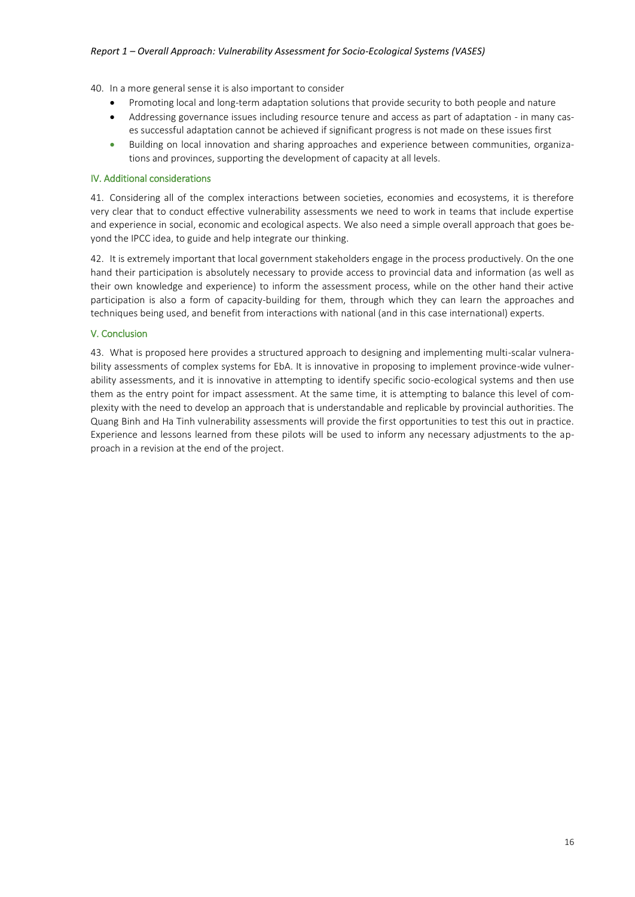40. In a more general sense it is also important to consider
    - Promoting local and long-term adaptation solutions that provide security to both people and nature
    - Addressing governance issues including resource tenure and access as part of adaptation - in many cases successful adaptation cannot be achieved if significant progress is not made on these issues first
    - Building on local innovation and sharing approaches and experience between communities, organizations and provinces, supporting the development of capacity at all levels.

## IV. Additional considerations

41. Considering all of the complex interactions between societies, economies and ecosystems, it is therefore very clear that to conduct effective vulnerability assessments we need to work in teams that include expertise and experience in social, economic and ecological aspects. We also need a simple overall approach that goes beyond the IPCC idea, to guide and help integrate our thinking.

42. It is extremely important that local government stakeholders engage in the process productively. On the one hand their participation is absolutely necessary to provide access to provincial data and information (as well as their own knowledge and experience) to inform the assessment process, while on the other hand their active participation is also a form of capacity-building for them, through which they can learn the approaches and techniques being used, and benefit from interactions with national (and in this case international) experts.

## V. Conclusion

43. What is proposed here provides a structured approach to designing and implementing multi-scalar vulnerability assessments of complex systems for EbA. It is innovative in proposing to implement province-wide vulnerability assessments, and it is innovative in attempting to identify specific socio-ecological systems and then use them as the entry point for impact assessment. At the same time, it is attempting to balance this level of complexity with the need to develop an approach that is understandable and replicable by provincial authorities. The Quang Binh and Ha Tinh vulnerability assessments will provide the first opportunities to test this out in practice. Experience and lessons learned from these pilots will be used to inform any necessary adjustments to the approach in a revision at the end of the project.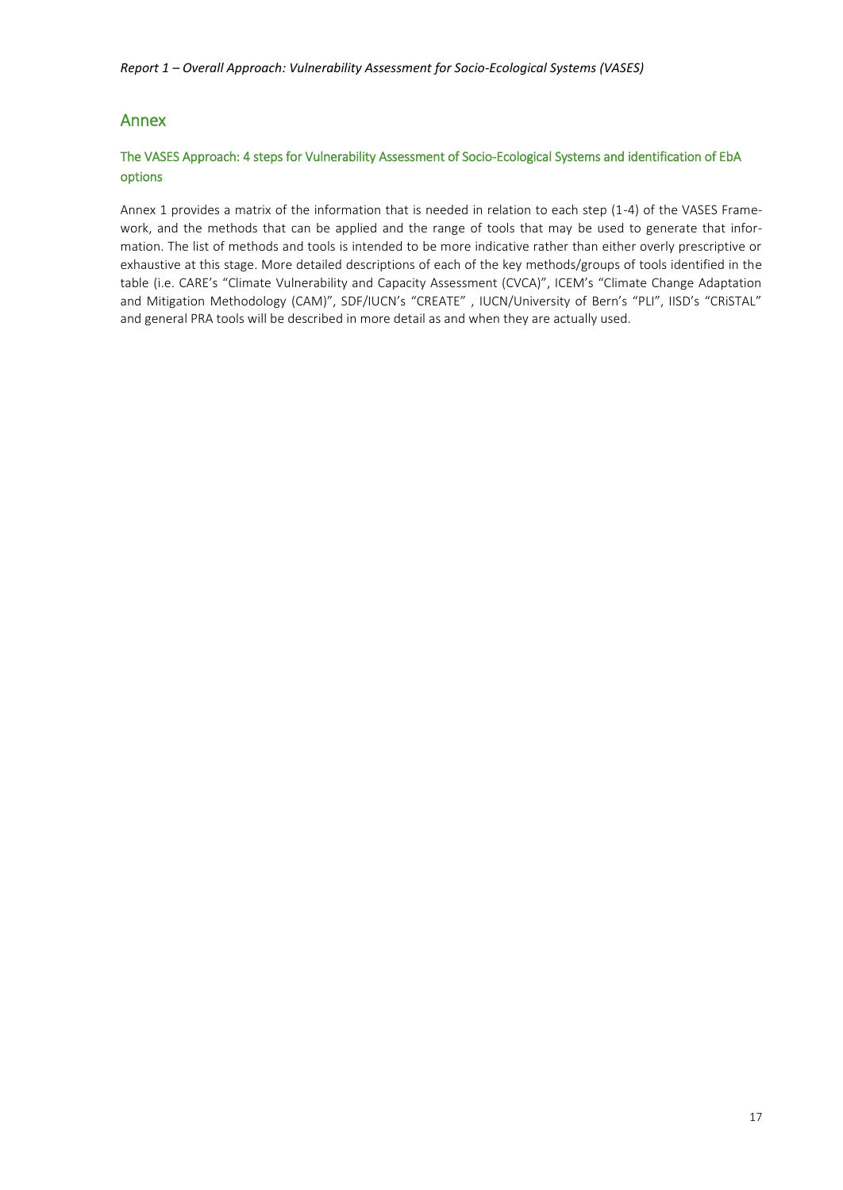## Annex

### The VASES Approach: 4 steps for Vulnerability Assessment of Socio-Ecological Systems and identification of EbA options

Annex 1 provides a matrix of the information that is needed in relation to each step (1-4) of the VASES Framework, and the methods that can be applied and the range of tools that may be used to generate that information. The list of methods and tools is intended to be more indicative rather than either overly prescriptive or exhaustive at this stage. More detailed descriptions of each of the key methods/groups of tools identified in the table (i.e. CARE's "Climate Vulnerability and Capacity Assessment (CVCA)", ICEM's "Climate Change Adaptation and Mitigation Methodology (CAM)", SDF/IUCN's "CREATE" , IUCN/University of Bern's "PLI", IISD's "CRiSTAL" and general PRA tools will be described in more detail as and when they are actually used.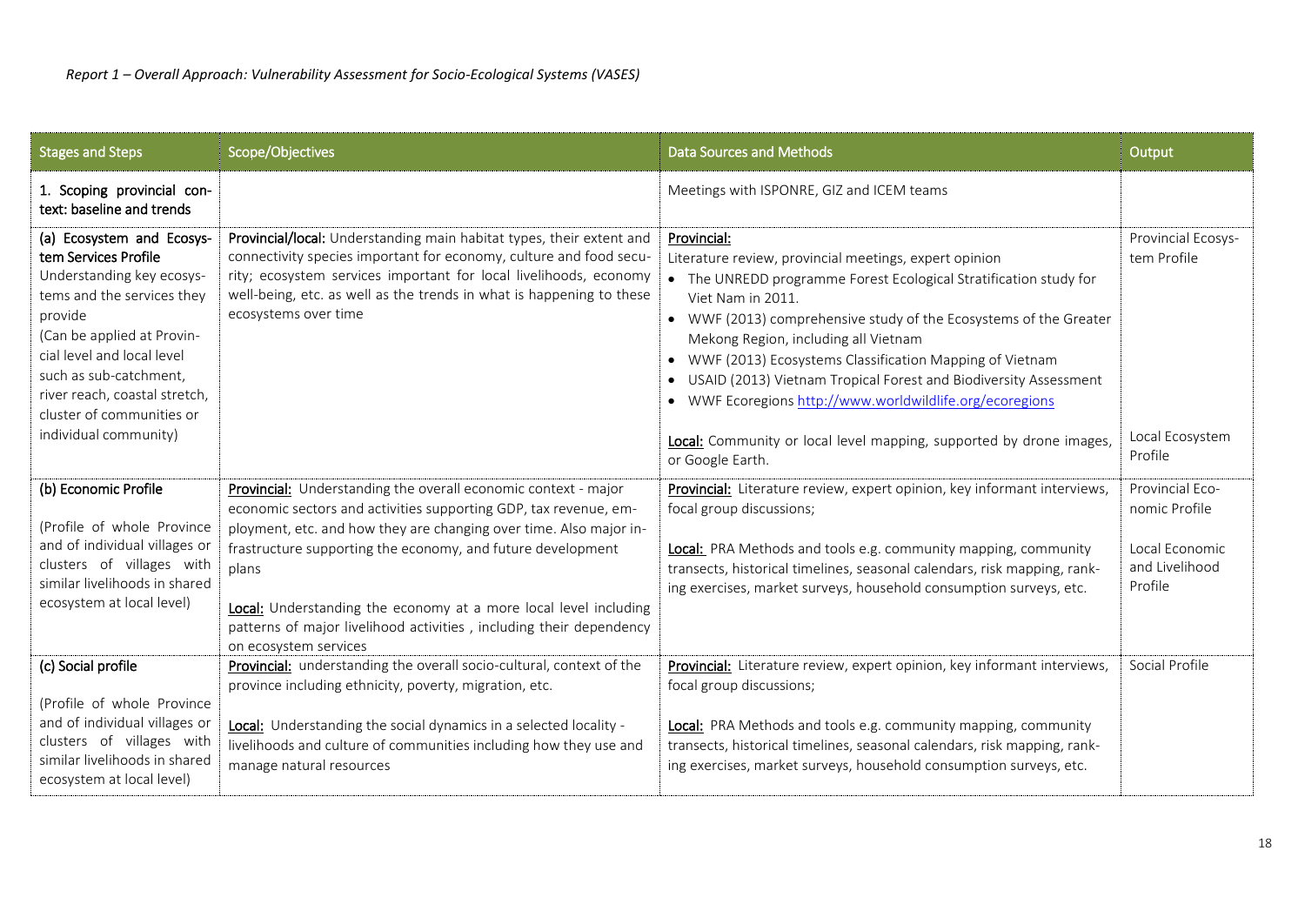| Stages and Steps | Scope/Objectives | Data Sources and Methods | Output |
|---|---|---|---|
| 1. Scoping provincial context: baseline and trends | | Meetings with ISPONRE, GIZ and ICEM teams | |
| **(a) Ecosystem and Ecosystem Services Profile** Understanding key ecosystems and the services they provide (Can be applied at Provincial level and local level such as sub-catchment, river reach, coastal stretch, cluster of communities or individual community) | **Provincial/local:** Understanding main habitat types, their extent and connectivity species important for economy, culture and food security; ecosystem services important for local livelihoods, economy well-being, etc. as well as the trends in what is happening to these ecosystems over time | **Provincial:** Literature review, provincial meetings, expert opinion <br>• The UNREDD programme Forest Ecological Stratification study for Viet Nam in 2011. <br>• WWF (2013) comprehensive study of the Ecosystems of the Greater Mekong Region, including all Vietnam <br>• WWF (2013) Ecosystems Classification Mapping of Vietnam <br>• USAID (2013) Vietnam Tropical Forest and Biodiversity Assessment <br>• WWF Ecoregions http://www.worldwildlife.org/ecoregions <br><br>**Local:** Community or local level mapping, supported by drone images, or Google Earth. | Provincial Ecosystem Profile <br><br>Local Ecosystem Profile |
| **(b) Economic Profile** (Profile of whole Province and of individual villages or clusters of villages with similar livelihoods in shared ecosystem at local level) | **Provincial:** Understanding the overall economic context - major economic sectors and activities supporting GDP, tax revenue, employment, etc. and how they are changing over time. Also major infrastructure supporting the economy, and future development plans <br><br>**Local:** Understanding the economy at a more local level including patterns of major livelihood activities , including their dependency on ecosystem services | **Provincial:** Literature review, expert opinion, key informant interviews, focal group discussions; <br><br>**Local:** PRA Methods and tools e.g. community mapping, community transects, historical timelines, seasonal calendars, risk mapping, ranking exercises, market surveys, household consumption surveys, etc. | Provincial Economic Profile <br><br>Local Economic and Livelihood Profile |
| **(c) Social profile** (Profile of whole Province and of individual villages or clusters of villages with similar livelihoods in shared ecosystem at local level) | **Provincial:** understanding the overall socio-cultural, context of the province including ethnicity, poverty, migration, etc. <br><br>**Local:** Understanding the social dynamics in a selected locality - livelihoods and culture of communities including how they use and manage natural resources | **Provincial:** Literature review, expert opinion, key informant interviews, focal group discussions; <br><br>**Local:** PRA Methods and tools e.g. community mapping, community transects, historical timelines, seasonal calendars, risk mapping, ranking exercises, market surveys, household consumption surveys, etc. | Social Profile |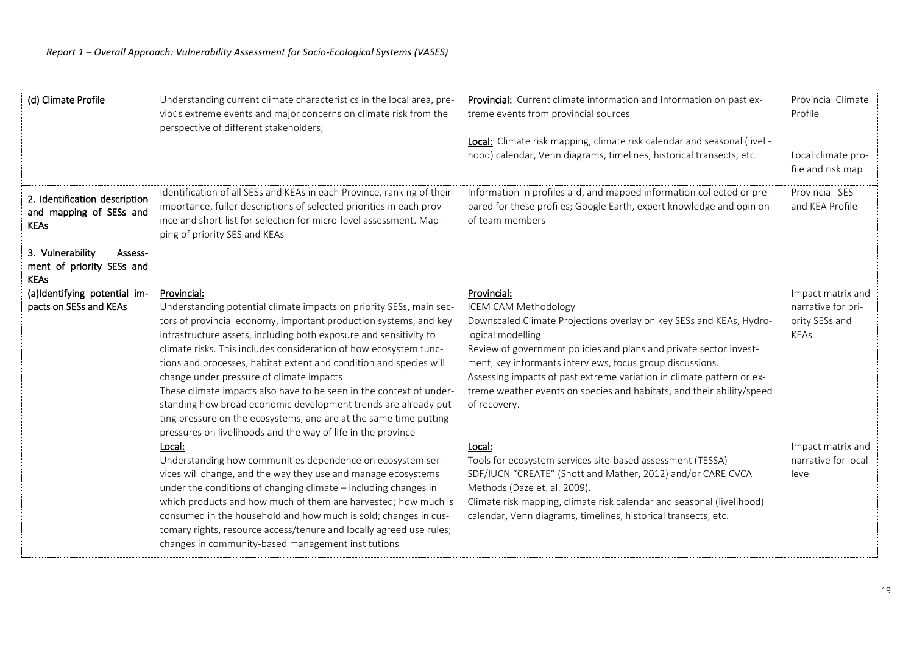| (d) Climate Profile | Understanding current climate characteristics in the local area, previous extreme events and major concerns on climate risk from the perspective of different stakeholders; | **Provincial:** Current climate information and Information on past extreme events from provincial sources<br><br>**Local:** Climate risk mapping, climate risk calendar and seasonal (livelihood) calendar, Venn diagrams, timelines, historical transects, etc. | Provincial Climate Profile<br><br>Local climate profile and risk map |
|---|---|---|---|
| **2. Identification description and mapping of SESs and KEAs** | Identification of all SESs and KEAs in each Province, ranking of their importance, fuller descriptions of selected priorities in each province and short-list for selection for micro-level assessment. Mapping of priority SES and KEAs | Information in profiles a-d, and mapped information collected or prepared for these profiles; Google Earth, expert knowledge and opinion of team members | Provincial SES and KEA Profile |
| **3. Vulnerability Assessment of priority SESs and KEAs** | | | |
| **(a)Identifying potential impacts on SESs and KEAs** | Provincial:<br>Understanding potential climate impacts on priority SESs, main sectors of provincial economy, important production systems, and key infrastructure assets, including both exposure and sensitivity to climate risks. This includes consideration of how ecosystem functions and processes, habitat extent and condition and species will change under pressure of climate impacts<br>These climate impacts also have to be seen in the context of understanding how broad economic development trends are already putting pressure on the ecosystems, and are at the same time putting pressures on livelihoods and the way of life in the province<br>Local:<br>Understanding how communities dependence on ecosystem services will change, and the way they use and manage ecosystems under the conditions of changing climate – including changes in which products and how much of them are harvested; how much is consumed in the household and how much is sold; changes in customary rights, resource access/tenure and locally agreed use rules; changes in community-based management institutions | Provincial:<br>ICEM CAM Methodology<br>Downscaled Climate Projections overlay on key SESs and KEAs, Hydrological modelling<br>Review of government policies and plans and private sector investment, key informants interviews, focus group discussions.<br>Assessing impacts of past extreme variation in climate pattern or extreme weather events on species and habitats, and their ability/speed of recovery.<br><br>Local:<br>Tools for ecosystem services site-based assessment (TESSA)<br>SDF/IUCN "CREATE" (Shott and Mather, 2012) and/or CARE CVCA Methods (Daze et. al. 2009).<br>Climate risk mapping, climate risk calendar and seasonal (livelihood) calendar, Venn diagrams, timelines, historical transects, etc. | Impact matrix and narrative for priority SESs and KEAs<br><br>Impact matrix and narrative for local level |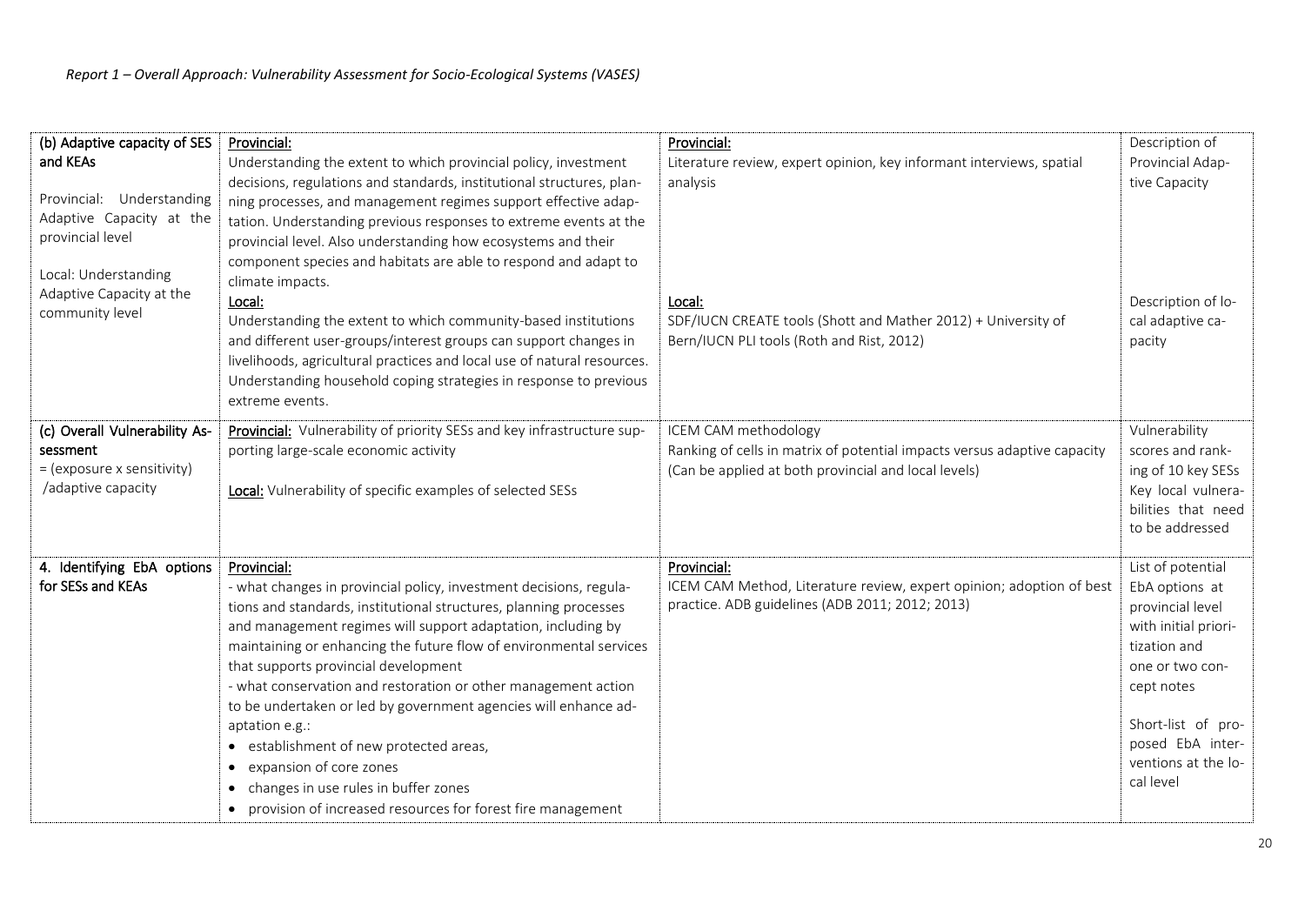| (b) Adaptive capacity of SES and KEAs<br><br>Provincial: Understanding Adaptive Capacity at the provincial level<br><br>Local: Understanding Adaptive Capacity at the community level | Provincial:<br>Understanding the extent to which provincial policy, investment decisions, regulations and standards, institutional structures, planning processes, and management regimes support effective adaptation. Understanding previous responses to extreme events at the provincial level. Also understanding how ecosystems and their component species and habitats are able to respond and adapt to climate impacts.<br>Local:<br>Understanding the extent to which community-based institutions and different user-groups/interest groups can support changes in livelihoods, agricultural practices and local use of natural resources. Understanding household coping strategies in response to previous extreme events. | Provincial:<br>Literature review, expert opinion, key informant interviews, spatial analysis<br><br>Local:<br>SDF/IUCN CREATE tools (Shott and Mather 2012) + University of Bern/IUCN PLI tools (Roth and Rist, 2012) | Description of Provincial Adaptive Capacity<br><br>Description of local adaptive capacity |
|---|---|---|---|
| (c) Overall Vulnerability Assessment<br>= (exposure x sensitivity) /adaptive capacity | Provincial: Vulnerability of priority SESs and key infrastructure supporting large-scale economic activity<br><br>Local: Vulnerability of specific examples of selected SESs | ICEM CAM methodology<br>Ranking of cells in matrix of potential impacts versus adaptive capacity (Can be applied at both provincial and local levels) | Vulnerability scores and ranking of 10 key SESs<br>Key local vulnerabilities that need to be addressed |
| 4. Identifying EbA options for SESs and KEAs | Provincial:<br>- what changes in provincial policy, investment decisions, regulations and standards, institutional structures, planning processes and management regimes will support adaptation, including by maintaining or enhancing the future flow of environmental services that supports provincial development<br>- what conservation and restoration or other management action to be undertaken or led by government agencies will enhance adaptation e.g.:<br>• establishment of new protected areas,<br>• expansion of core zones<br>• changes in use rules in buffer zones<br>• provision of increased resources for forest fire management | Provincial:<br>ICEM CAM Method, Literature review, expert opinion; adoption of best practice. ADB guidelines (ADB 2011; 2012; 2013) | List of potential EbA options at provincial level with initial prioritization and one or two concept notes<br><br>Short-list of proposed EbA interventions at the local level |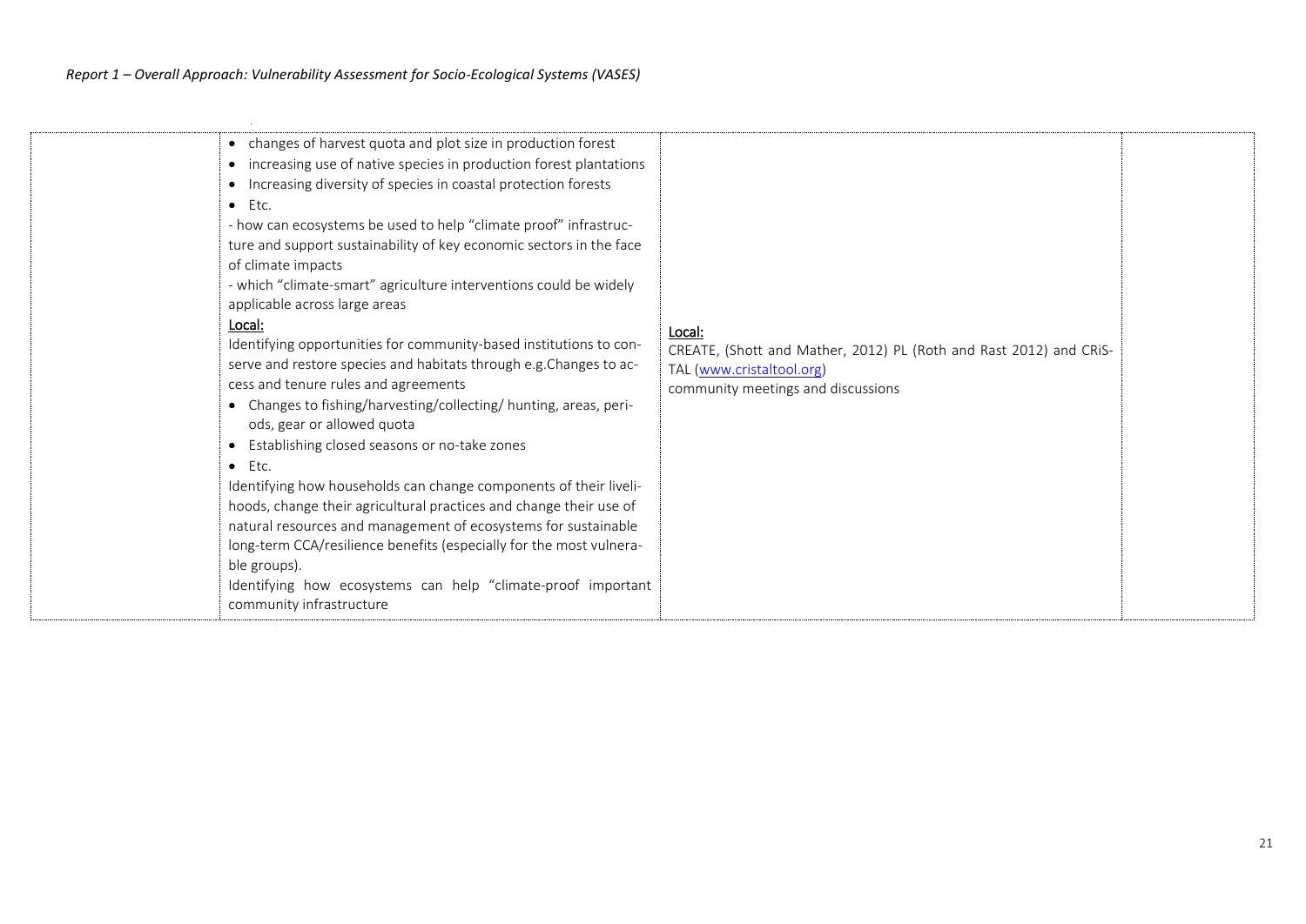| | | | |
|---|---|---|---|
| | • changes of harvest quota and plot size in production forest<br>• increasing use of native species in production forest plantations<br>• Increasing diversity of species in coastal protection forests<br>• Etc.<br>- how can ecosystems be used to help "climate proof" infrastructure and support sustainability of key economic sectors in the face of climate impacts<br>- which "climate-smart" agriculture interventions could be widely applicable across large areas<br><u>Local:</u><br>Identifying opportunities for community-based institutions to conserve and restore species and habitats through e.g.Changes to access and tenure rules and agreements<br>• Changes to fishing/harvesting/collecting/ hunting, areas, periods, gear or allowed quota<br>• Establishing closed seasons or no-take zones<br>• Etc.<br>Identifying how households can change components of their livelihoods, change their agricultural practices and change their use of natural resources and management of ecosystems for sustainable long-term CCA/resilience benefits (especially for the most vulnerable groups).<br>Identifying how ecosystems can help "climate-proof important community infrastructure | <u>Local:</u><br>CREATE, (Shott and Mather, 2012) PL (Roth and Rast 2012) and CRiS-TAL (www.cristaltool.org)<br>community meetings and discussions | |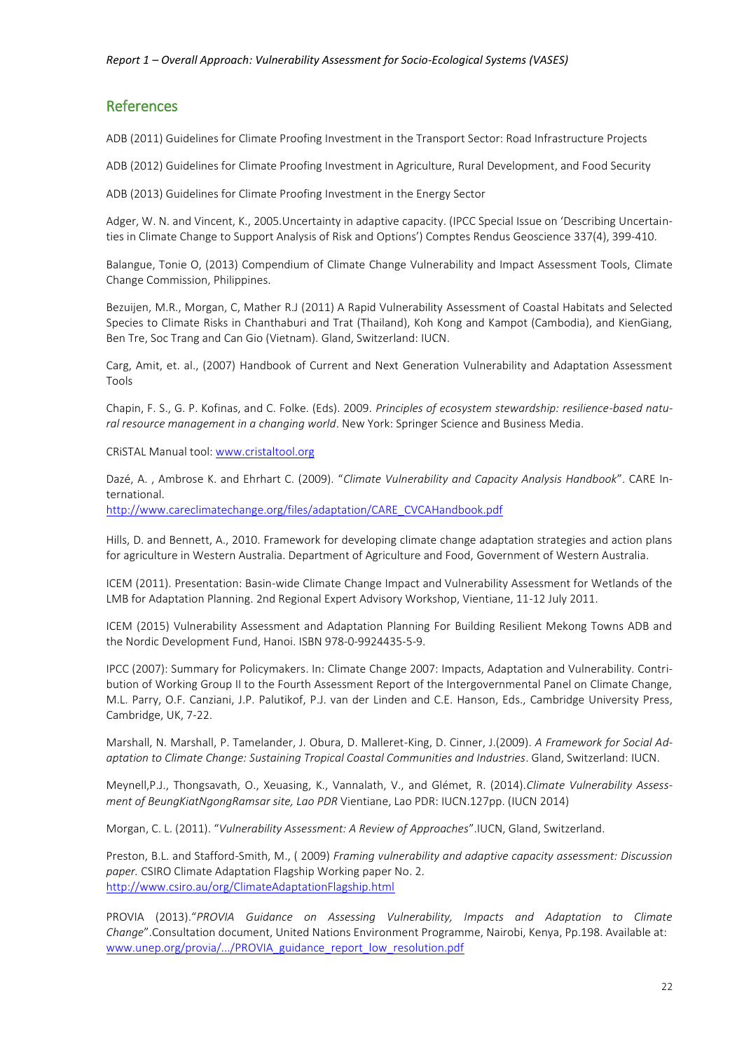## References

ADB (2011) Guidelines for Climate Proofing Investment in the Transport Sector: Road Infrastructure Projects

ADB (2012) Guidelines for Climate Proofing Investment in Agriculture, Rural Development, and Food Security

ADB (2013) Guidelines for Climate Proofing Investment in the Energy Sector

Adger, W. N. and Vincent, K., 2005.Uncertainty in adaptive capacity. (IPCC Special Issue on 'Describing Uncertainties in Climate Change to Support Analysis of Risk and Options') Comptes Rendus Geoscience 337(4), 399-410.

Balangue, Tonie O, (2013) Compendium of Climate Change Vulnerability and Impact Assessment Tools, Climate Change Commission, Philippines.

Bezuijen, M.R., Morgan, C, Mather R.J (2011) A Rapid Vulnerability Assessment of Coastal Habitats and Selected Species to Climate Risks in Chanthaburi and Trat (Thailand), Koh Kong and Kampot (Cambodia), and KienGiang, Ben Tre, Soc Trang and Can Gio (Vietnam). Gland, Switzerland: IUCN.

Carg, Amit, et. al., (2007) Handbook of Current and Next Generation Vulnerability and Adaptation Assessment Tools

Chapin, F. S., G. P. Kofinas, and C. Folke. (Eds). 2009. *Principles of ecosystem stewardship: resilience-based natural resource management in a changing world*. New York: Springer Science and Business Media.

CRiSTAL Manual tool: www.cristaltool.org

Dazé, A. , Ambrose K. and Ehrhart C. (2009). "*Climate Vulnerability and Capacity Analysis Handbook*". CARE International.
http://www.careclimatechange.org/files/adaptation/CARE_CVCAHandbook.pdf

Hills, D. and Bennett, A., 2010. Framework for developing climate change adaptation strategies and action plans for agriculture in Western Australia. Department of Agriculture and Food, Government of Western Australia.

ICEM (2011). Presentation: Basin-wide Climate Change Impact and Vulnerability Assessment for Wetlands of the LMB for Adaptation Planning. 2nd Regional Expert Advisory Workshop, Vientiane, 11-12 July 2011.

ICEM (2015) Vulnerability Assessment and Adaptation Planning For Building Resilient Mekong Towns ADB and the Nordic Development Fund, Hanoi. ISBN 978-0-9924435-5-9.

IPCC (2007): Summary for Policymakers. In: Climate Change 2007: Impacts, Adaptation and Vulnerability. Contribution of Working Group II to the Fourth Assessment Report of the Intergovernmental Panel on Climate Change, M.L. Parry, O.F. Canziani, J.P. Palutikof, P.J. van der Linden and C.E. Hanson, Eds., Cambridge University Press, Cambridge, UK, 7-22.

Marshall, N. Marshall, P. Tamelander, J. Obura, D. Malleret-King, D. Cinner, J.(2009). *A Framework for Social Adaptation to Climate Change: Sustaining Tropical Coastal Communities and Industries*. Gland, Switzerland: IUCN.

Meynell,P.J., Thongsavath, O., Xeuasing, K., Vannalath, V., and Glémet, R. (2014).*Climate Vulnerability Assessment of BeungKiatNgongRamsar site, Lao PDR* Vientiane, Lao PDR: IUCN.127pp. (IUCN 2014)

Morgan, C. L. (2011). "*Vulnerability Assessment: A Review of Approaches*".IUCN, Gland, Switzerland.

Preston, B.L. and Stafford-Smith, M., ( 2009) *Framing vulnerability and adaptive capacity assessment: Discussion paper.* CSIRO Climate Adaptation Flagship Working paper No. 2.
http://www.csiro.au/org/ClimateAdaptationFlagship.html

PROVIA (2013)."*PROVIA Guidance on Assessing Vulnerability, Impacts and Adaptation to Climate Change*".Consultation document, United Nations Environment Programme, Nairobi, Kenya, Pp.198. Available at: www.unep.org/provia/.../PROVIA_guidance_report_low_resolution.pdf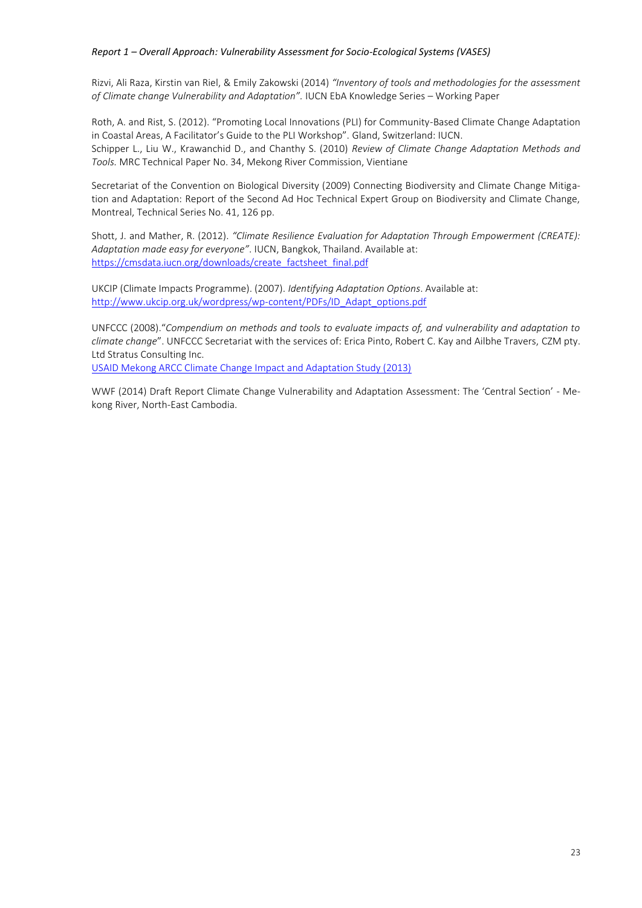Rizvi, Ali Raza, Kirstin van Riel, & Emily Zakowski (2014) *"Inventory of tools and methodologies for the assessment of Climate change Vulnerability and Adaptation"*. IUCN EbA Knowledge Series – Working Paper

Roth, A. and Rist, S. (2012). "Promoting Local Innovations (PLI) for Community-Based Climate Change Adaptation in Coastal Areas, A Facilitator's Guide to the PLI Workshop". Gland, Switzerland: IUCN.
Schipper L., Liu W., Krawanchid D., and Chanthy S. (2010) *Review of Climate Change Adaptation Methods and Tools.* MRC Technical Paper No. 34, Mekong River Commission, Vientiane

Secretariat of the Convention on Biological Diversity (2009) Connecting Biodiversity and Climate Change Mitigation and Adaptation: Report of the Second Ad Hoc Technical Expert Group on Biodiversity and Climate Change, Montreal, Technical Series No. 41, 126 pp.

Shott, J. and Mather, R. (2012). *"Climate Resilience Evaluation for Adaptation Through Empowerment (CREATE): Adaptation made easy for everyone"*. IUCN, Bangkok, Thailand. Available at: https://cmsdata.iucn.org/downloads/create_factsheet_final.pdf

UKCIP (Climate Impacts Programme). (2007). *Identifying Adaptation Options*. Available at: http://www.ukcip.org.uk/wordpress/wp-content/PDFs/ID_Adapt_options.pdf

UNFCCC (2008)."*Compendium on methods and tools to evaluate impacts of, and vulnerability and adaptation to climate change*". UNFCCC Secretariat with the services of: Erica Pinto, Robert C. Kay and Ailbhe Travers, CZM pty. Ltd Stratus Consulting Inc.
USAID Mekong ARCC Climate Change Impact and Adaptation Study (2013)

WWF (2014) Draft Report Climate Change Vulnerability and Adaptation Assessment: The 'Central Section' - Mekong River, North-East Cambodia.